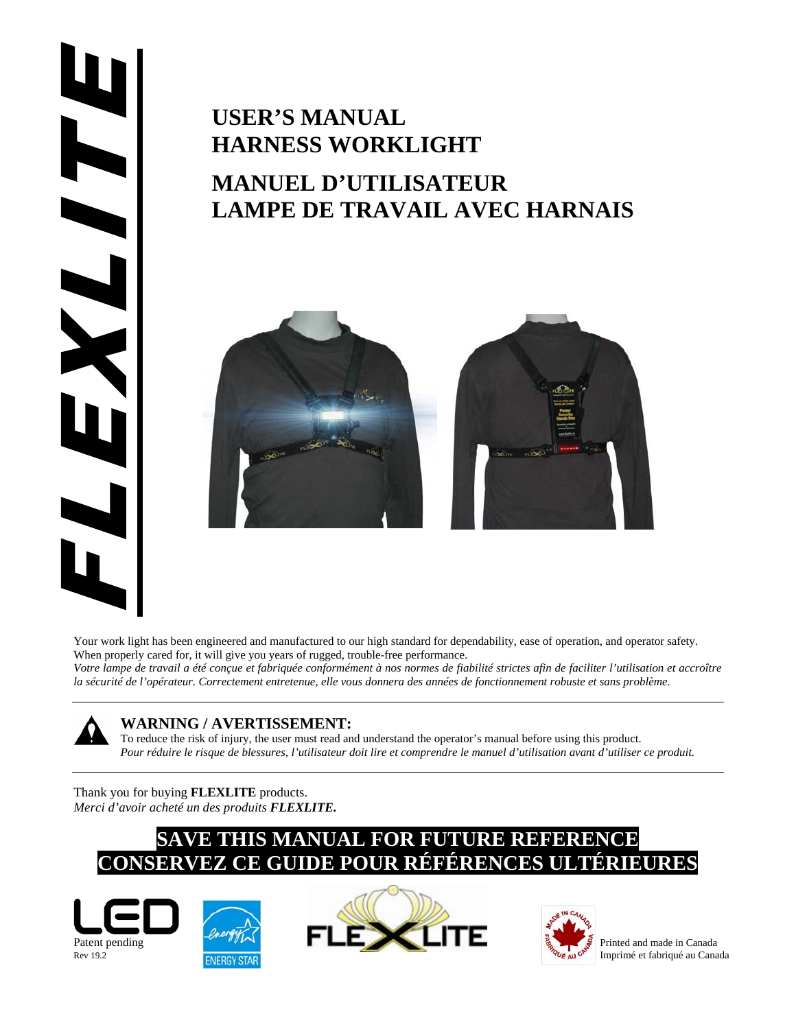# FLEXLITE

# USER'S MANUAL
# HARNESS WORKLIGHT

# MANUEL D'UTILISATEUR
# LAMPE DE TRAVAIL AVEC HARNAIS

Your work light has been engineered and manufactured to our high standard for dependability, ease of operation, and operator safety. When properly cared for, it will give you years of rugged, trouble-free performance.
*Votre lampe de travail a été conçue et fabriquée conformément à nos normes de fiabilité strictes afin de faciliter l'utilisation et accroître la sécurité de l'opérateur. Correctement entretenue, elle vous donnera des années de fonctionnement robuste et sans problème.*

---

**WARNING / AVERTISSEMENT:**
To reduce the risk of injury, the user must read and understand the operator's manual before using this product.
*Pour réduire le risque de blessures, l'utilisateur doit lire et comprendre le manuel d'utilisation avant d'utiliser ce produit.*

---

Thank you for buying **FLEXLITE** products.
*Merci d'avoir acheté un des produits* ***FLEXLITE.***

**SAVE THIS MANUAL FOR FUTURE REFERENCE**
**CONSERVEZ CE GUIDE POUR RÉFÉRENCES ULTÉRIEURES**

LED
Patent pending
Rev 19.2

ENERGY STAR

FLEXLITE

MADE IN CANADA / FABRIQUÉ AU CANADA

Printed and made in Canada
Imprimé et fabriqué au Canada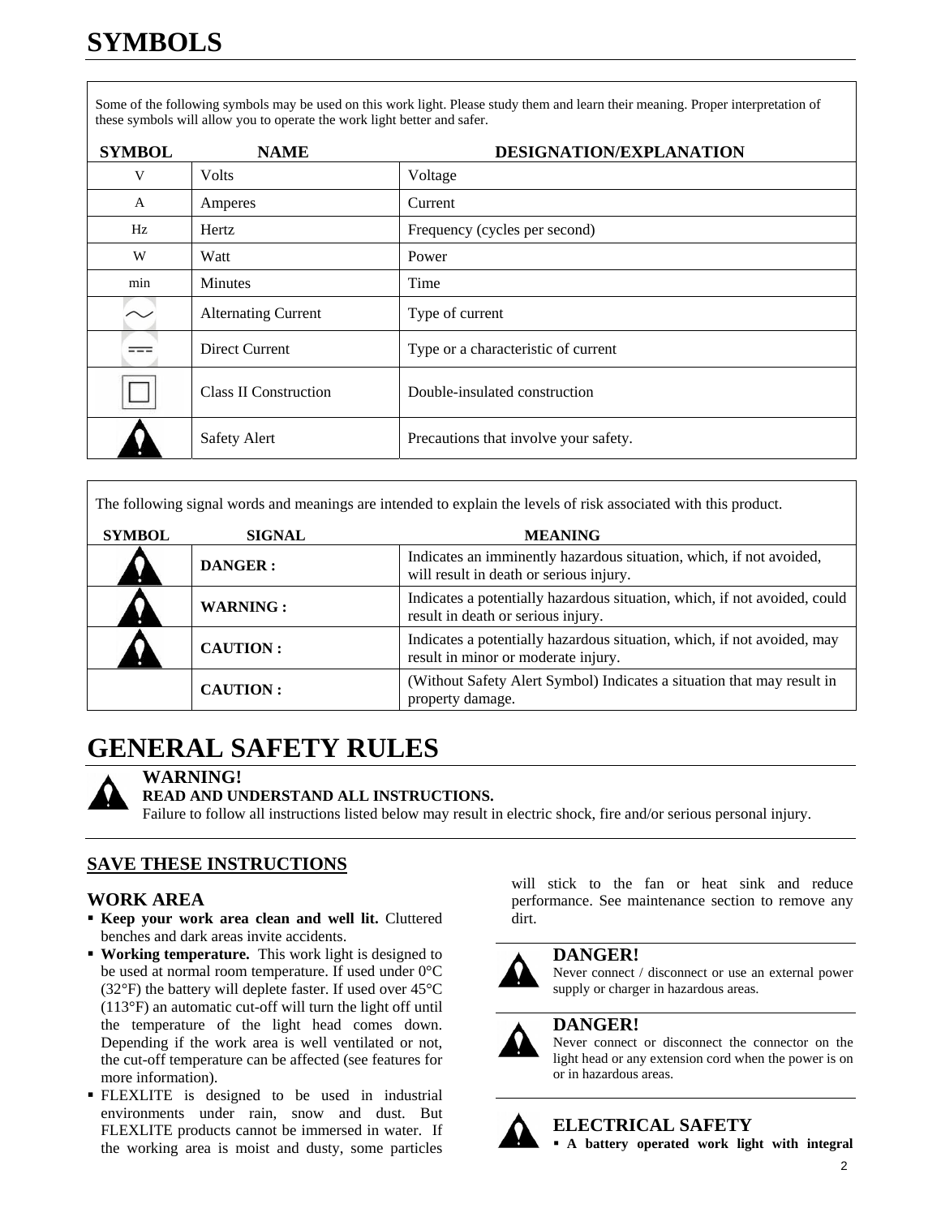# SYMBOLS

Some of the following symbols may be used on this work light. Please study them and learn their meaning. Proper interpretation of these symbols will allow you to operate the work light better and safer.

| SYMBOL | NAME | DESIGNATION/EXPLANATION |
|---|---|---|
| V | Volts | Voltage |
| A | Amperes | Current |
| Hz | Hertz | Frequency (cycles per second) |
| W | Watt | Power |
| min | Minutes | Time |
| ∼ | Alternating Current | Type of current |
| ⎓ | Direct Current | Type or a characteristic of current |
| ⧈ | Class II Construction | Double-insulated construction |
| ⚠ | Safety Alert | Precautions that involve your safety. |

The following signal words and meanings are intended to explain the levels of risk associated with this product.

| SYMBOL | SIGNAL | MEANING |
|---|---|---|
| ⚠ | **DANGER :** | Indicates an imminently hazardous situation, which, if not avoided, will result in death or serious injury. |
| ⚠ | **WARNING :** | Indicates a potentially hazardous situation, which, if not avoided, could result in death or serious injury. |
| ⚠ | **CAUTION :** | Indicates a potentially hazardous situation, which, if not avoided, may result in minor or moderate injury. |
| | **CAUTION :** | (Without Safety Alert Symbol) Indicates a situation that may result in property damage. |

# GENERAL SAFETY RULES

**WARNING!**
**READ AND UNDERSTAND ALL INSTRUCTIONS.**
Failure to follow all instructions listed below may result in electric shock, fire and/or serious personal injury.

**SAVE THESE INSTRUCTIONS**

## WORK AREA

- **Keep your work area clean and well lit.** Cluttered benches and dark areas invite accidents.
- **Working temperature.** This work light is designed to be used at normal room temperature. If used under 0°C (32°F) the battery will deplete faster. If used over 45°C (113°F) an automatic cut-off will turn the light off until the temperature of the light head comes down. Depending if the work area is well ventilated or not, the cut-off temperature can be affected (see features for more information).
- FLEXLITE is designed to be used in industrial environments under rain, snow and dust. But FLEXLITE products cannot be immersed in water. If the working area is moist and dusty, some particles will stick to the fan or heat sink and reduce performance. See maintenance section to remove any dirt.

**DANGER!**
Never connect / disconnect or use an external power supply or charger in hazardous areas.

**DANGER!**
Never connect or disconnect the connector on the light head or any extension cord when the power is on or in hazardous areas.

## ELECTRICAL SAFETY

- **A battery operated work light with integral**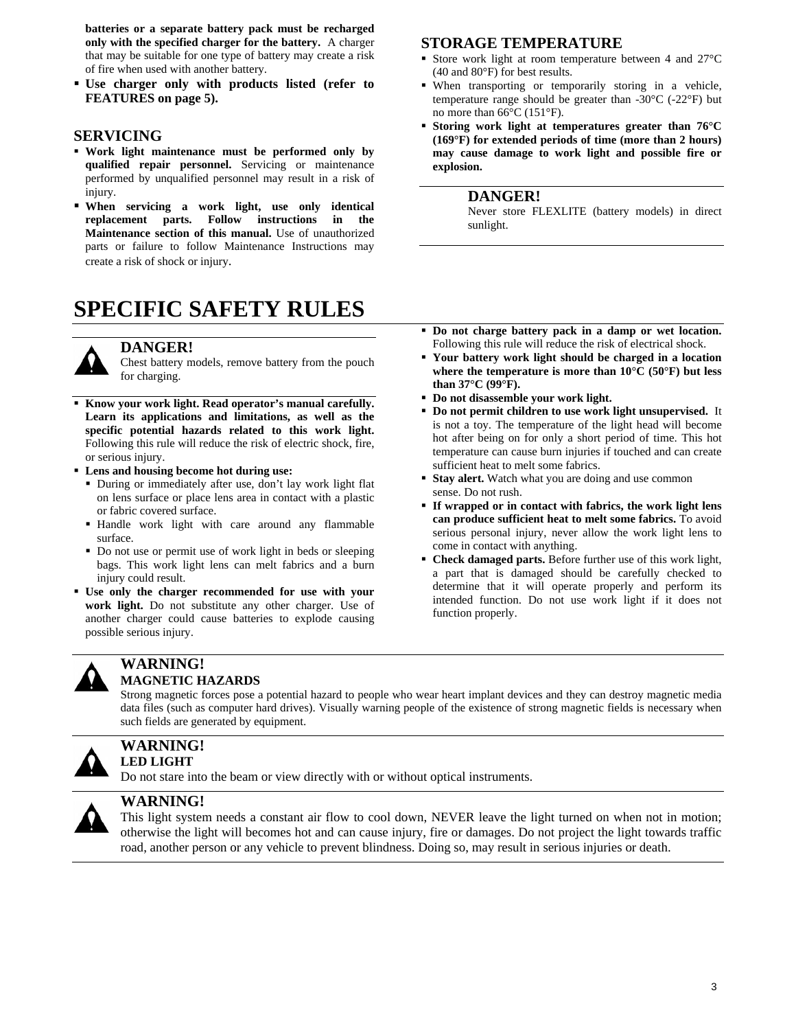**batteries or a separate battery pack must be recharged only with the specified charger for the battery.** A charger that may be suitable for one type of battery may create a risk of fire when used with another battery.

- **Use charger only with products listed (refer to FEATURES on page 5).**

## SERVICING

- **Work light maintenance must be performed only by qualified repair personnel.** Servicing or maintenance performed by unqualified personnel may result in a risk of injury.
- **When servicing a work light, use only identical replacement parts. Follow instructions in the Maintenance section of this manual.** Use of unauthorized parts or failure to follow Maintenance Instructions may create a risk of shock or injury.

## STORAGE TEMPERATURE

- Store work light at room temperature between 4 and 27°C (40 and 80°F) for best results.
- When transporting or temporarily storing in a vehicle, temperature range should be greater than -30°C (-22°F) but no more than 66°C (151°F).
- **Storing work light at temperatures greater than 76°C (169°F) for extended periods of time (more than 2 hours) may cause damage to work light and possible fire or explosion.**

**DANGER!**
Never store FLEXLITE (battery models) in direct sunlight.

# SPECIFIC SAFETY RULES

**DANGER!**
Chest battery models, remove battery from the pouch for charging.

- **Know your work light. Read operator's manual carefully. Learn its applications and limitations, as well as the specific potential hazards related to this work light.** Following this rule will reduce the risk of electric shock, fire, or serious injury.
- **Lens and housing become hot during use:**
  - During or immediately after use, don't lay work light flat on lens surface or place lens area in contact with a plastic or fabric covered surface.
  - Handle work light with care around any flammable surface.
  - Do not use or permit use of work light in beds or sleeping bags. This work light lens can melt fabrics and a burn injury could result.
- **Use only the charger recommended for use with your work light.** Do not substitute any other charger. Use of another charger could cause batteries to explode causing possible serious injury.
- **Do not charge battery pack in a damp or wet location.** Following this rule will reduce the risk of electrical shock.
- **Your battery work light should be charged in a location where the temperature is more than 10°C (50°F) but less than 37°C (99°F).**
- **Do not disassemble your work light.**
- **Do not permit children to use work light unsupervised.** It is not a toy. The temperature of the light head will become hot after being on for only a short period of time. This hot temperature can cause burn injuries if touched and can create sufficient heat to melt some fabrics.
- **Stay alert.** Watch what you are doing and use common sense. Do not rush.
- **If wrapped or in contact with fabrics, the work light lens can produce sufficient heat to melt some fabrics.** To avoid serious personal injury, never allow the work light lens to come in contact with anything.
- **Check damaged parts.** Before further use of this work light, a part that is damaged should be carefully checked to determine that it will operate properly and perform its intended function. Do not use work light if it does not function properly.

**WARNING!**
**MAGNETIC HAZARDS**
Strong magnetic forces pose a potential hazard to people who wear heart implant devices and they can destroy magnetic media data files (such as computer hard drives). Visually warning people of the existence of strong magnetic fields is necessary when such fields are generated by equipment.

**WARNING!**
**LED LIGHT**
Do not stare into the beam or view directly with or without optical instruments.

**WARNING!**
This light system needs a constant air flow to cool down, NEVER leave the light turned on when not in motion; otherwise the light will becomes hot and can cause injury, fire or damages. Do not project the light towards traffic road, another person or any vehicle to prevent blindness. Doing so, may result in serious injuries or death.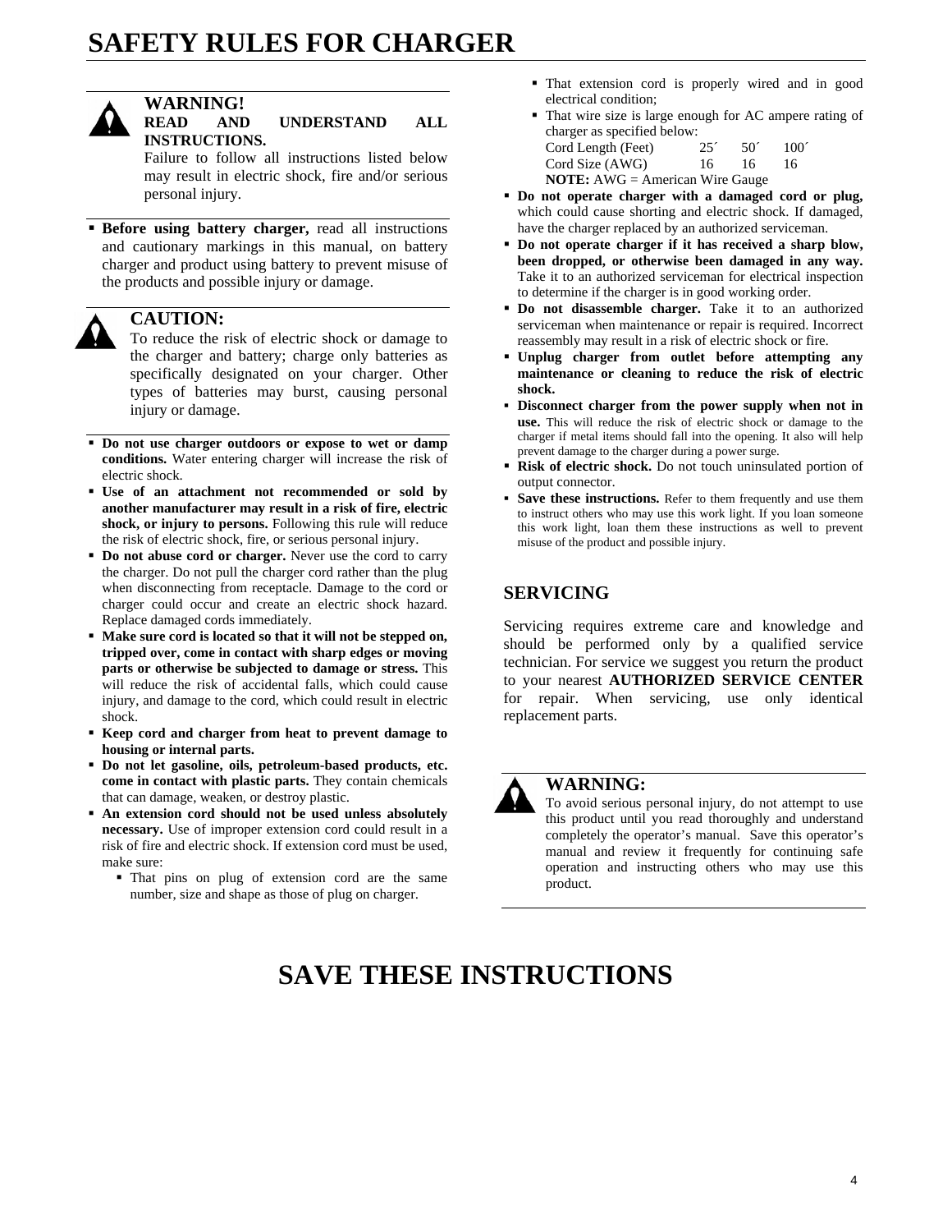# SAFETY RULES FOR CHARGER

> **WARNING!**
> **READ AND UNDERSTAND ALL INSTRUCTIONS.**
> Failure to follow all instructions listed below may result in electric shock, fire and/or serious personal injury.

- **Before using battery charger,** read all instructions and cautionary markings in this manual, on battery charger and product using battery to prevent misuse of the products and possible injury or damage.

> **CAUTION:**
> To reduce the risk of electric shock or damage to the charger and battery; charge only batteries as specifically designated on your charger. Other types of batteries may burst, causing personal injury or damage.

- **Do not use charger outdoors or expose to wet or damp conditions.** Water entering charger will increase the risk of electric shock.
- **Use of an attachment not recommended or sold by another manufacturer may result in a risk of fire, electric shock, or injury to persons.** Following this rule will reduce the risk of electric shock, fire, or serious personal injury.
- **Do not abuse cord or charger.** Never use the cord to carry the charger. Do not pull the charger cord rather than the plug when disconnecting from receptacle. Damage to the cord or charger could occur and create an electric shock hazard. Replace damaged cords immediately.
- **Make sure cord is located so that it will not be stepped on, tripped over, come in contact with sharp edges or moving parts or otherwise be subjected to damage or stress.** This will reduce the risk of accidental falls, which could cause injury, and damage to the cord, which could result in electric shock.
- **Keep cord and charger from heat to prevent damage to housing or internal parts.**
- **Do not let gasoline, oils, petroleum-based products, etc. come in contact with plastic parts.** They contain chemicals that can damage, weaken, or destroy plastic.
- **An extension cord should not be used unless absolutely necessary.** Use of improper extension cord could result in a risk of fire and electric shock. If extension cord must be used, make sure:
  - That pins on plug of extension cord are the same number, size and shape as those of plug on charger.
  - That extension cord is properly wired and in good electrical condition;
  - That wire size is large enough for AC ampere rating of charger as specified below:

| Cord Length (Feet) | 25´ | 50´ | 100´ |
|---|---|---|---|
| Cord Size (AWG) | 16 | 16 | 16 |

**NOTE:** AWG = American Wire Gauge

- **Do not operate charger with a damaged cord or plug,** which could cause shorting and electric shock. If damaged, have the charger replaced by an authorized serviceman.
- **Do not operate charger if it has received a sharp blow, been dropped, or otherwise been damaged in any way.** Take it to an authorized serviceman for electrical inspection to determine if the charger is in good working order.
- **Do not disassemble charger.** Take it to an authorized serviceman when maintenance or repair is required. Incorrect reassembly may result in a risk of electric shock or fire.
- **Unplug charger from outlet before attempting any maintenance or cleaning to reduce the risk of electric shock.**
- **Disconnect charger from the power supply when not in use.** This will reduce the risk of electric shock or damage to the charger if metal items should fall into the opening. It also will help prevent damage to the charger during a power surge.
- **Risk of electric shock.** Do not touch uninsulated portion of output connector.
- **Save these instructions.** Refer to them frequently and use them to instruct others who may use this work light. If you loan someone this work light, loan them these instructions as well to prevent misuse of the product and possible injury.

## SERVICING

Servicing requires extreme care and knowledge and should be performed only by a qualified service technician. For service we suggest you return the product to your nearest **AUTHORIZED SERVICE CENTER** for repair. When servicing, use only identical replacement parts.

> **WARNING:**
> To avoid serious personal injury, do not attempt to use this product until you read thoroughly and understand completely the operator's manual. Save this operator's manual and review it frequently for continuing safe operation and instructing others who may use this product.

# SAVE THESE INSTRUCTIONS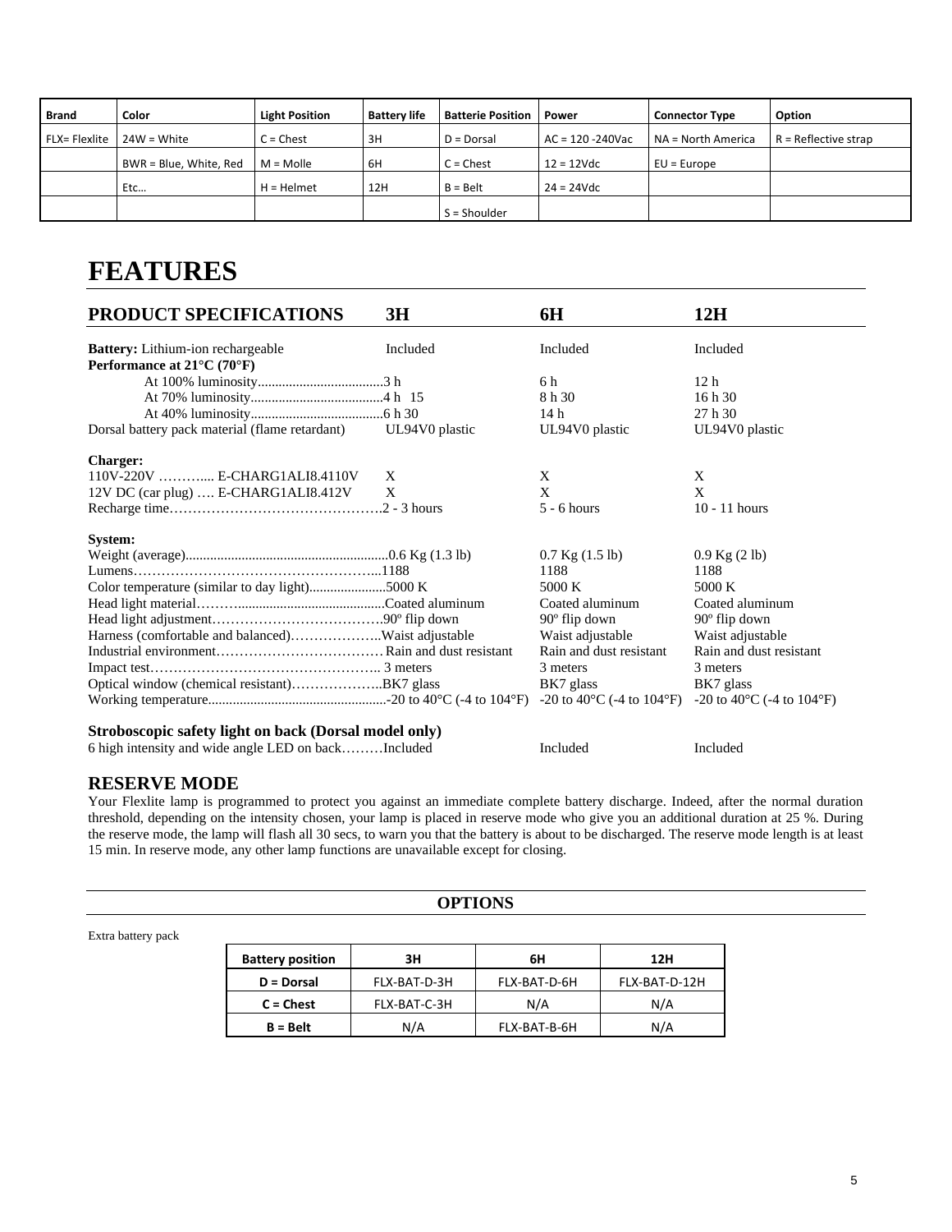| Brand | Color | Light Position | Battery life | Batterie Position | Power | Connector Type | Option |
|---|---|---|---|---|---|---|---|
| FLX= Flexlite | 24W = White | C = Chest | 3H | D = Dorsal | AC = 120 -240Vac | NA = North America | R = Reflective strap |
| | BWR = Blue, White, Red | M = Molle | 6H | C = Chest | 12 = 12Vdc | EU = Europe | |
| | Etc… | H = Helmet | 12H | B = Belt | 24 = 24Vdc | | |
| | | | | S = Shoulder | | | |

# FEATURES

| PRODUCT SPECIFICATIONS | 3H | 6H | 12H |
|---|---|---|---|
| **Battery:** Lithium-ion rechargeable | Included | Included | Included |
| **Performance at 21°C (70°F)** | | | |
| At 100% luminosity | 3 h | 6 h | 12 h |
| At 70% luminosity | 4 h 15 | 8 h 30 | 16 h 30 |
| At 40% luminosity | 6 h 30 | 14 h | 27 h 30 |
| Dorsal battery pack material (flame retardant) | UL94V0 plastic | UL94V0 plastic | UL94V0 plastic |
| **Charger:** | | | |
| 110V-220V ………... E-CHARG1ALI8.4110V | X | X | X |
| 12V DC (car plug) …. E-CHARG1ALI8.412V | X | X | X |
| Recharge time | 2 - 3 hours | 5 - 6 hours | 10 - 11 hours |
| **System:** | | | |
| Weight (average) | 0.6 Kg (1.3 lb) | 0.7 Kg (1.5 lb) | 0.9 Kg (2 lb) |
| Lumens | 1188 | 1188 | 1188 |
| Color temperature (similar to day light) | 5000 K | 5000 K | 5000 K |
| Head light material | Coated aluminum | Coated aluminum | Coated aluminum |
| Head light adjustment | 90º flip down | 90º flip down | 90º flip down |
| Harness (comfortable and balanced) | Waist adjustable | Waist adjustable | Waist adjustable |
| Industrial environment | Rain and dust resistant | Rain and dust resistant | Rain and dust resistant |
| Impact test | 3 meters | 3 meters | 3 meters |
| Optical window (chemical resistant) | BK7 glass | BK7 glass | BK7 glass |
| Working temperature | -20 to 40°C (-4 to 104°F) | -20 to 40°C (-4 to 104°F) | -20 to 40°C (-4 to 104°F) |
| **Stroboscopic safety light on back (Dorsal model only)** | | | |
| 6 high intensity and wide angle LED on back | Included | Included | Included |

## RESERVE MODE

Your Flexlite lamp is programmed to protect you against an immediate complete battery discharge. Indeed, after the normal duration threshold, depending on the intensity chosen, your lamp is placed in reserve mode who give you an additional duration at 25 %. During the reserve mode, the lamp will flash all 30 secs, to warn you that the battery is about to be discharged. The reserve mode length is at least 15 min. In reserve mode, any other lamp functions are unavailable except for closing.

## OPTIONS

Extra battery pack

| Battery position | 3H | 6H | 12H |
|---|---|---|---|
| **D = Dorsal** | FLX-BAT-D-3H | FLX-BAT-D-6H | FLX-BAT-D-12H |
| **C = Chest** | FLX-BAT-C-3H | N/A | N/A |
| **B = Belt** | N/A | FLX-BAT-B-6H | N/A |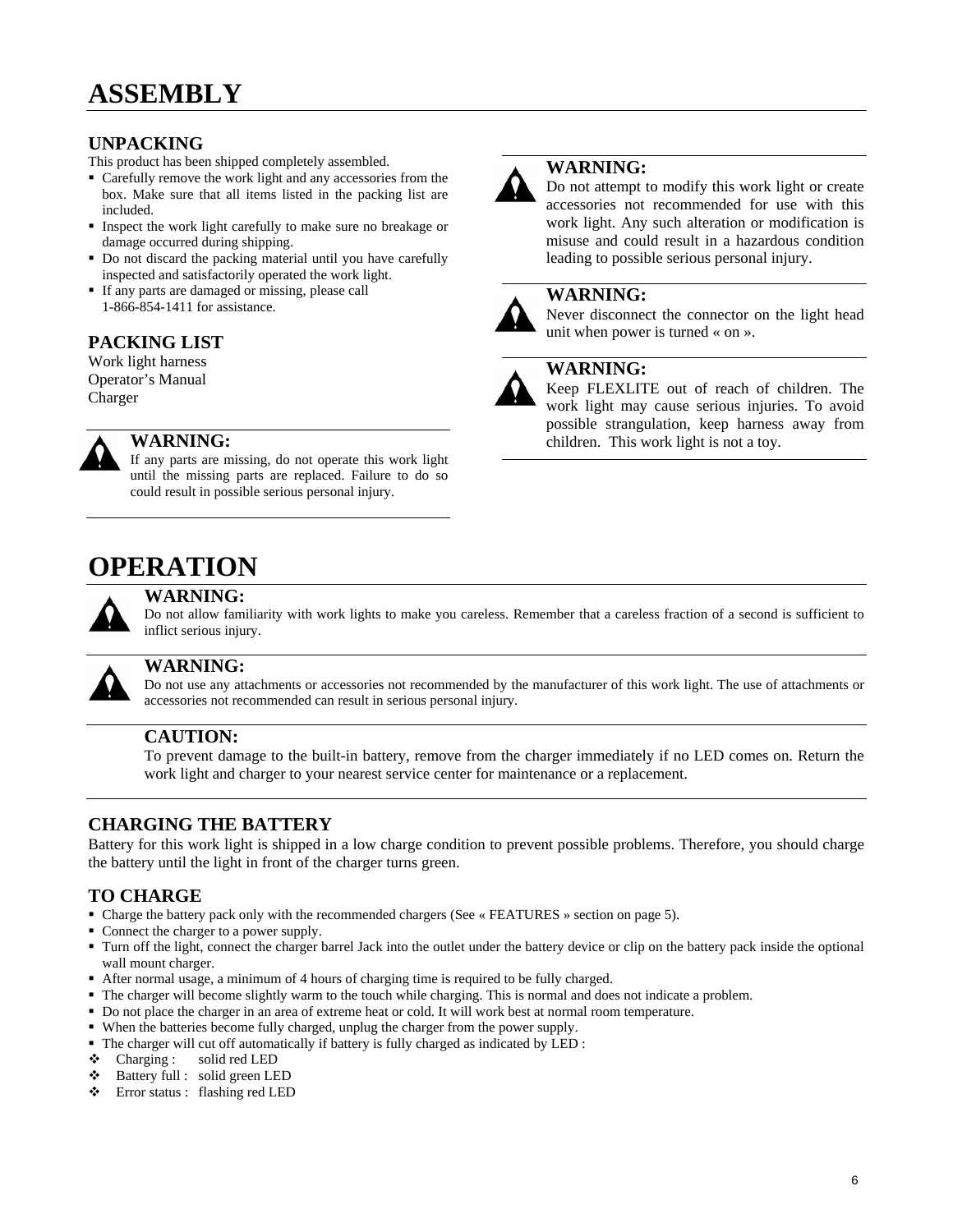# ASSEMBLY

## UNPACKING

This product has been shipped completely assembled.

- Carefully remove the work light and any accessories from the box. Make sure that all items listed in the packing list are included.
- Inspect the work light carefully to make sure no breakage or damage occurred during shipping.
- Do not discard the packing material until you have carefully inspected and satisfactorily operated the work light.
- If any parts are damaged or missing, please call 1-866-854-1411 for assistance.

## PACKING LIST

Work light harness
Operator's Manual
Charger

**WARNING:**
If any parts are missing, do not operate this work light until the missing parts are replaced. Failure to do so could result in possible serious personal injury.

**WARNING:**
Do not attempt to modify this work light or create accessories not recommended for use with this work light. Any such alteration or modification is misuse and could result in a hazardous condition leading to possible serious personal injury.

**WARNING:**
Never disconnect the connector on the light head unit when power is turned « on ».

**WARNING:**
Keep FLEXLITE out of reach of children. The work light may cause serious injuries. To avoid possible strangulation, keep harness away from children. This work light is not a toy.

# OPERATION

**WARNING:**
Do not allow familiarity with work lights to make you careless. Remember that a careless fraction of a second is sufficient to inflict serious injury.

**WARNING:**
Do not use any attachments or accessories not recommended by the manufacturer of this work light. The use of attachments or accessories not recommended can result in serious personal injury.

**CAUTION:**
To prevent damage to the built-in battery, remove from the charger immediately if no LED comes on. Return the work light and charger to your nearest service center for maintenance or a replacement.

## CHARGING THE BATTERY

Battery for this work light is shipped in a low charge condition to prevent possible problems. Therefore, you should charge the battery until the light in front of the charger turns green.

## TO CHARGE

- Charge the battery pack only with the recommended chargers (See « FEATURES » section on page 5).
- Connect the charger to a power supply.
- Turn off the light, connect the charger barrel Jack into the outlet under the battery device or clip on the battery pack inside the optional wall mount charger.
- After normal usage, a minimum of 4 hours of charging time is required to be fully charged.
- The charger will become slightly warm to the touch while charging. This is normal and does not indicate a problem.
- Do not place the charger in an area of extreme heat or cold. It will work best at normal room temperature.
- When the batteries become fully charged, unplug the charger from the power supply.
- The charger will cut off automatically if battery is fully charged as indicated by LED :
  - Charging : solid red LED
  - Battery full : solid green LED
  - Error status : flashing red LED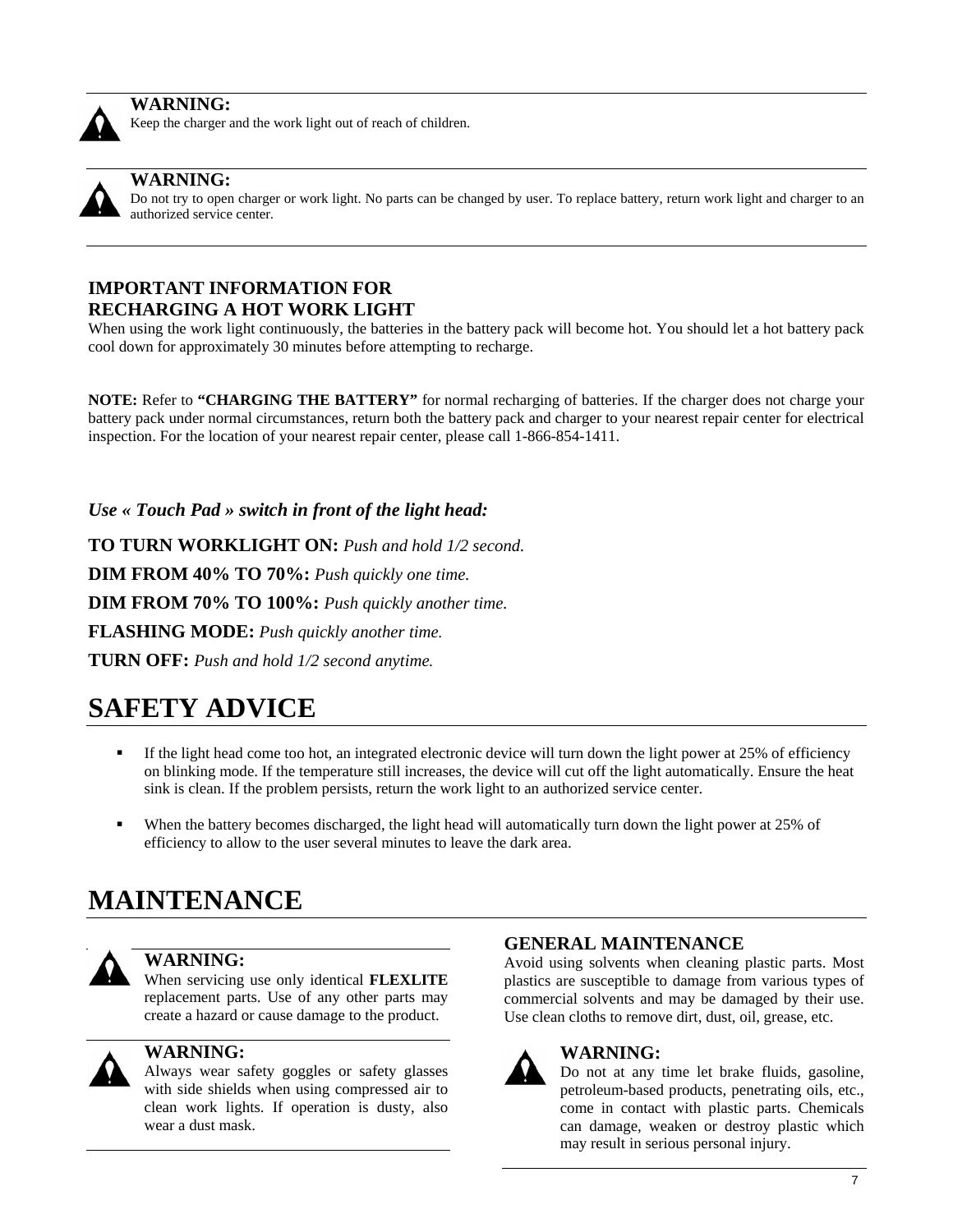**WARNING:**
Keep the charger and the work light out of reach of children.

**WARNING:**
Do not try to open charger or work light. No parts can be changed by user. To replace battery, return work light and charger to an authorized service center.

**IMPORTANT INFORMATION FOR RECHARGING A HOT WORK LIGHT**

When using the work light continuously, the batteries in the battery pack will become hot. You should let a hot battery pack cool down for approximately 30 minutes before attempting to recharge.

**NOTE:** Refer to **"CHARGING THE BATTERY"** for normal recharging of batteries. If the charger does not charge your battery pack under normal circumstances, return both the battery pack and charger to your nearest repair center for electrical inspection. For the location of your nearest repair center, please call 1-866-854-1411.

***Use « Touch Pad » switch in front of the light head:***

**TO TURN WORKLIGHT ON:** *Push and hold 1/2 second.*

**DIM FROM 40% TO 70%:** *Push quickly one time.*

**DIM FROM 70% TO 100%:** *Push quickly another time.*

**FLASHING MODE:** *Push quickly another time.*

**TURN OFF:** *Push and hold 1/2 second anytime.*

# SAFETY ADVICE

- If the light head come too hot, an integrated electronic device will turn down the light power at 25% of efficiency on blinking mode. If the temperature still increases, the device will cut off the light automatically. Ensure the heat sink is clean. If the problem persists, return the work light to an authorized service center.

- When the battery becomes discharged, the light head will automatically turn down the light power at 25% of efficiency to allow to the user several minutes to leave the dark area.

# MAINTENANCE

**WARNING:**
When servicing use only identical **FLEXLITE** replacement parts. Use of any other parts may create a hazard or cause damage to the product.

**WARNING:**
Always wear safety goggles or safety glasses with side shields when using compressed air to clean work lights. If operation is dusty, also wear a dust mask.

**GENERAL MAINTENANCE**

Avoid using solvents when cleaning plastic parts. Most plastics are susceptible to damage from various types of commercial solvents and may be damaged by their use. Use clean cloths to remove dirt, dust, oil, grease, etc.

**WARNING:**
Do not at any time let brake fluids, gasoline, petroleum-based products, penetrating oils, etc., come in contact with plastic parts. Chemicals can damage, weaken or destroy plastic which may result in serious personal injury.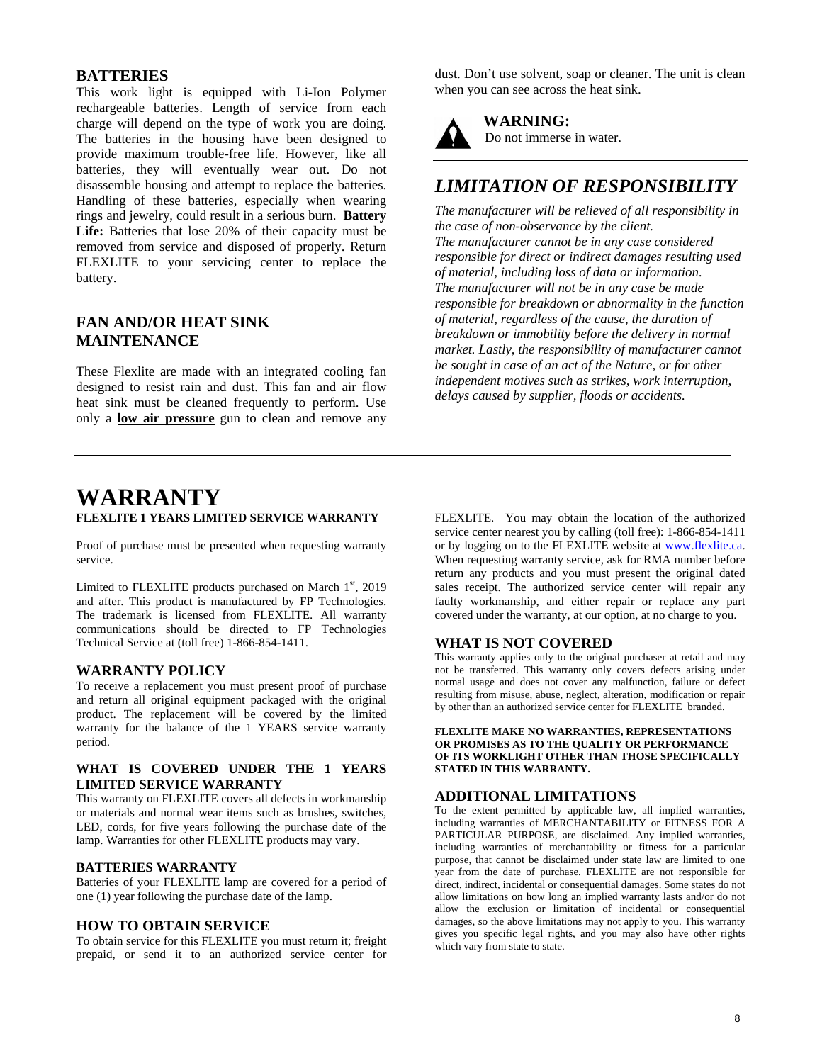## BATTERIES

This work light is equipped with Li-Ion Polymer rechargeable batteries. Length of service from each charge will depend on the type of work you are doing. The batteries in the housing have been designed to provide maximum trouble-free life. However, like all batteries, they will eventually wear out. Do not disassemble housing and attempt to replace the batteries. Handling of these batteries, especially when wearing rings and jewelry, could result in a serious burn. **Battery Life:** Batteries that lose 20% of their capacity must be removed from service and disposed of properly. Return FLEXLITE to your servicing center to replace the battery.

## FAN AND/OR HEAT SINK MAINTENANCE

These Flexlite are made with an integrated cooling fan designed to resist rain and dust. This fan and air flow heat sink must be cleaned frequently to perform. Use only a **low air pressure** gun to clean and remove any dust. Don't use solvent, soap or cleaner. The unit is clean when you can see across the heat sink.

**WARNING:**
Do not immerse in water.

## *LIMITATION OF RESPONSIBILITY*

*The manufacturer will be relieved of all responsibility in the case of non-observance by the client.*
*The manufacturer cannot be in any case considered responsible for direct or indirect damages resulting used of material, including loss of data or information.*
*The manufacturer will not be in any case be made responsible for breakdown or abnormality in the function of material, regardless of the cause, the duration of breakdown or immobility before the delivery in normal market. Lastly, the responsibility of manufacturer cannot be sought in case of an act of the Nature, or for other independent motives such as strikes, work interruption, delays caused by supplier, floods or accidents.*

# WARRANTY

**FLEXLITE 1 YEARS LIMITED SERVICE WARRANTY**

Proof of purchase must be presented when requesting warranty service.

Limited to FLEXLITE products purchased on March 1st, 2019 and after. This product is manufactured by FP Technologies. The trademark is licensed from FLEXLITE. All warranty communications should be directed to FP Technologies Technical Service at (toll free) 1-866-854-1411.

### WARRANTY POLICY

To receive a replacement you must present proof of purchase and return all original equipment packaged with the original product. The replacement will be covered by the limited warranty for the balance of the 1 YEARS service warranty period.

### WHAT IS COVERED UNDER THE 1 YEARS LIMITED SERVICE WARRANTY

This warranty on FLEXLITE covers all defects in workmanship or materials and normal wear items such as brushes, switches, LED, cords, for five years following the purchase date of the lamp. Warranties for other FLEXLITE products may vary.

### BATTERIES WARRANTY

Batteries of your FLEXLITE lamp are covered for a period of one (1) year following the purchase date of the lamp.

### HOW TO OBTAIN SERVICE

To obtain service for this FLEXLITE you must return it; freight prepaid, or send it to an authorized service center for FLEXLITE. You may obtain the location of the authorized service center nearest you by calling (toll free): 1-866-854-1411 or by logging on to the FLEXLITE website at www.flexlite.ca. When requesting warranty service, ask for RMA number before return any products and you must present the original dated sales receipt. The authorized service center will repair any faulty workmanship, and either repair or replace any part covered under the warranty, at our option, at no charge to you.

### WHAT IS NOT COVERED

This warranty applies only to the original purchaser at retail and may not be transferred. This warranty only covers defects arising under normal usage and does not cover any malfunction, failure or defect resulting from misuse, abuse, neglect, alteration, modification or repair by other than an authorized service center for FLEXLITE branded.

**FLEXLITE MAKE NO WARRANTIES, REPRESENTATIONS OR PROMISES AS TO THE QUALITY OR PERFORMANCE OF ITS WORKLIGHT OTHER THAN THOSE SPECIFICALLY STATED IN THIS WARRANTY.**

### ADDITIONAL LIMITATIONS

To the extent permitted by applicable law, all implied warranties, including warranties of MERCHANTABILITY or FITNESS FOR A PARTICULAR PURPOSE, are disclaimed. Any implied warranties, including warranties of merchantability or fitness for a particular purpose, that cannot be disclaimed under state law are limited to one year from the date of purchase. FLEXLITE are not responsible for direct, indirect, incidental or consequential damages. Some states do not allow limitations on how long an implied warranty lasts and/or do not allow the exclusion or limitation of incidental or consequential damages, so the above limitations may not apply to you. This warranty gives you specific legal rights, and you may also have other rights which vary from state to state.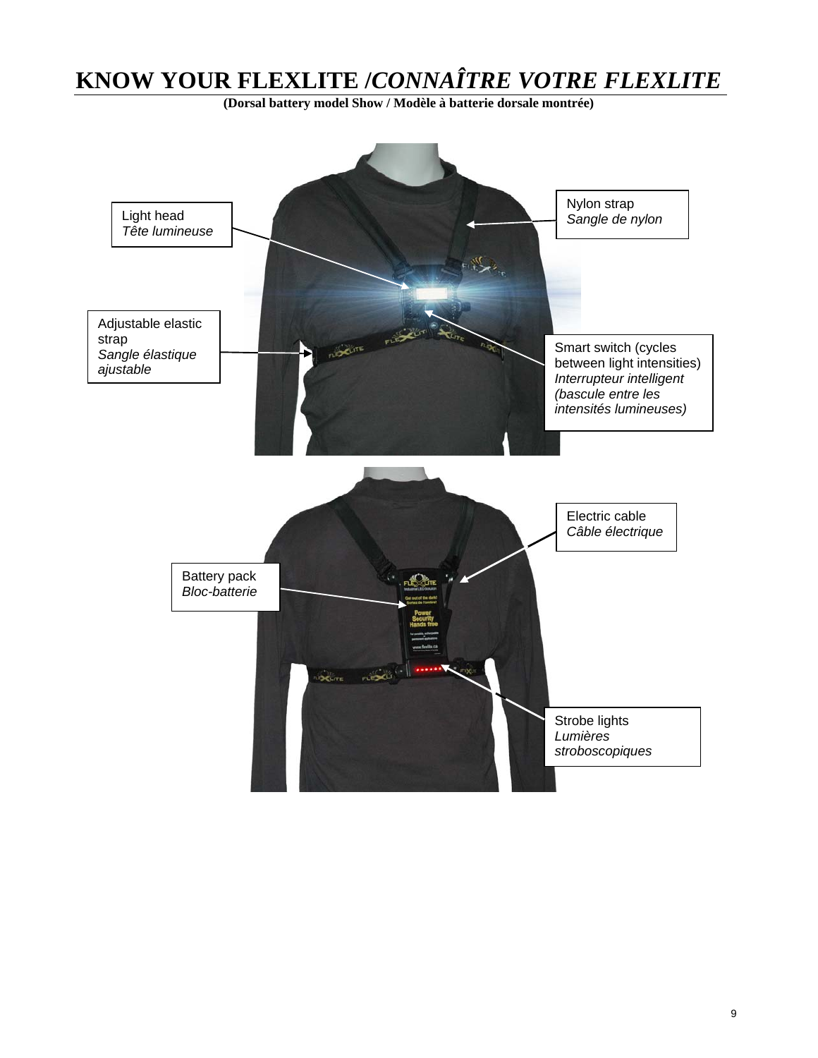# KNOW YOUR FLEXLITE /*CONNAÎTRE VOTRE FLEXLITE*

**(Dorsal battery model Show / Modèle à batterie dorsale montrée)**

Light head
*Tête lumineuse*

Nylon strap
*Sangle de nylon*

Adjustable elastic strap
*Sangle élastique ajustable*

Smart switch (cycles between light intensities)
*Interrupteur intelligent (bascule entre les intensités lumineuses)*

Electric cable
*Câble électrique*

Battery pack
*Bloc-batterie*

Strobe lights
*Lumières stroboscopiques*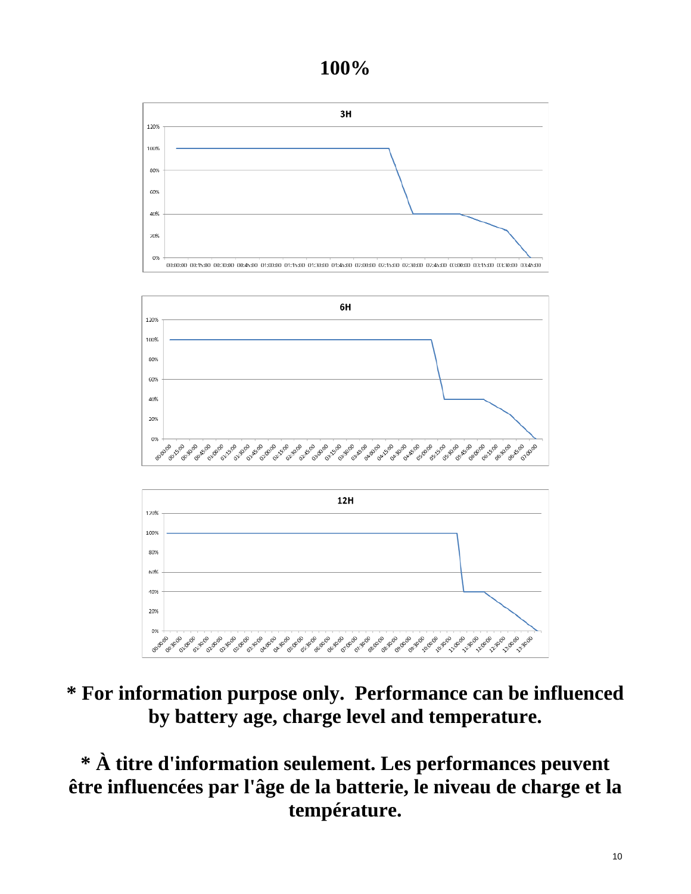# 100%

**3H**

**6H**

**12H**

**\* For information purpose only. Performance can be influenced by battery age, charge level and temperature.**

**\* À titre d'information seulement. Les performances peuvent être influencées par l'âge de la batterie, le niveau de charge et la température.**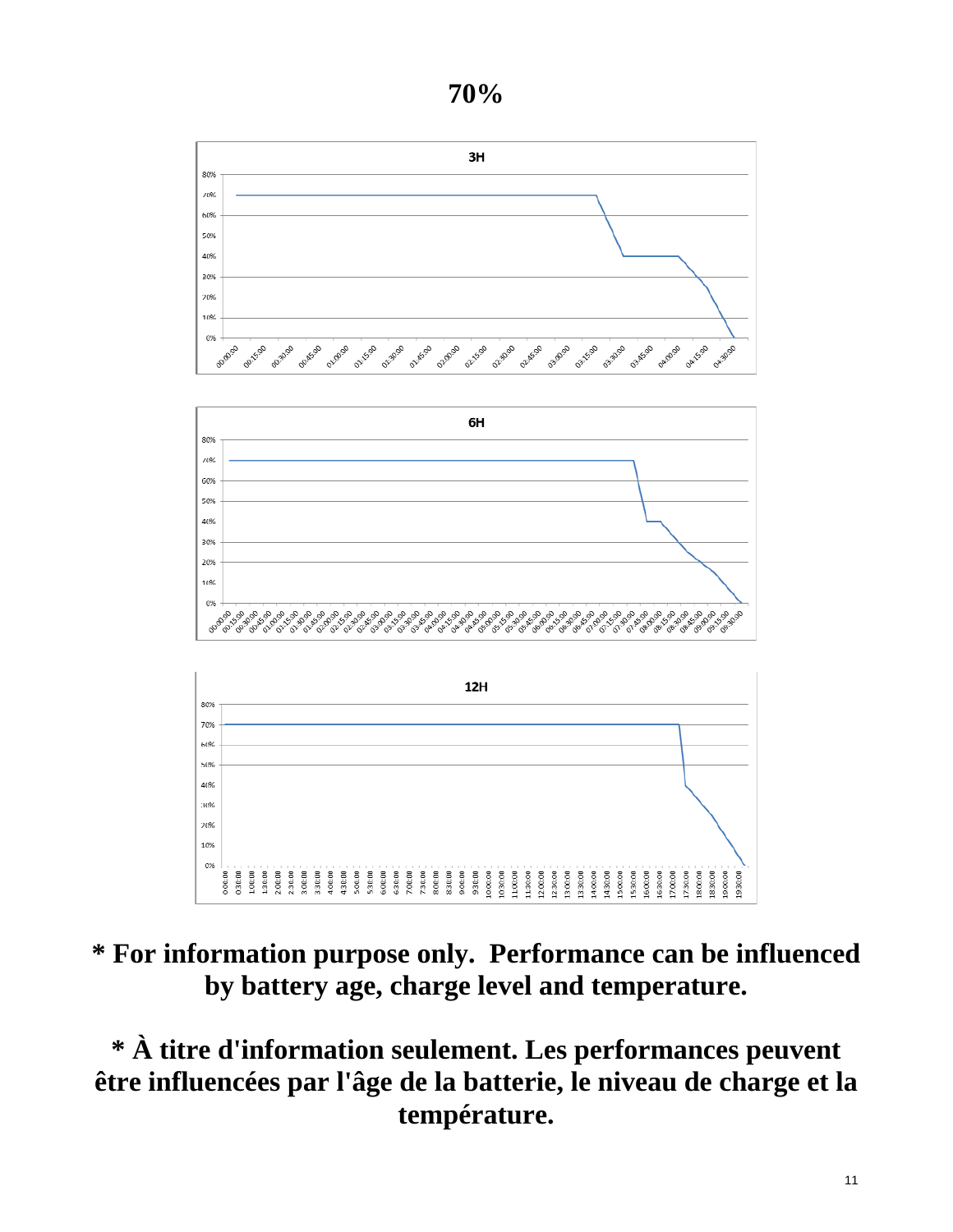# 70%

**\* For information purpose only. Performance can be influenced by battery age, charge level and temperature.**

**\* À titre d'information seulement. Les performances peuvent être influencées par l'âge de la batterie, le niveau de charge et la température.**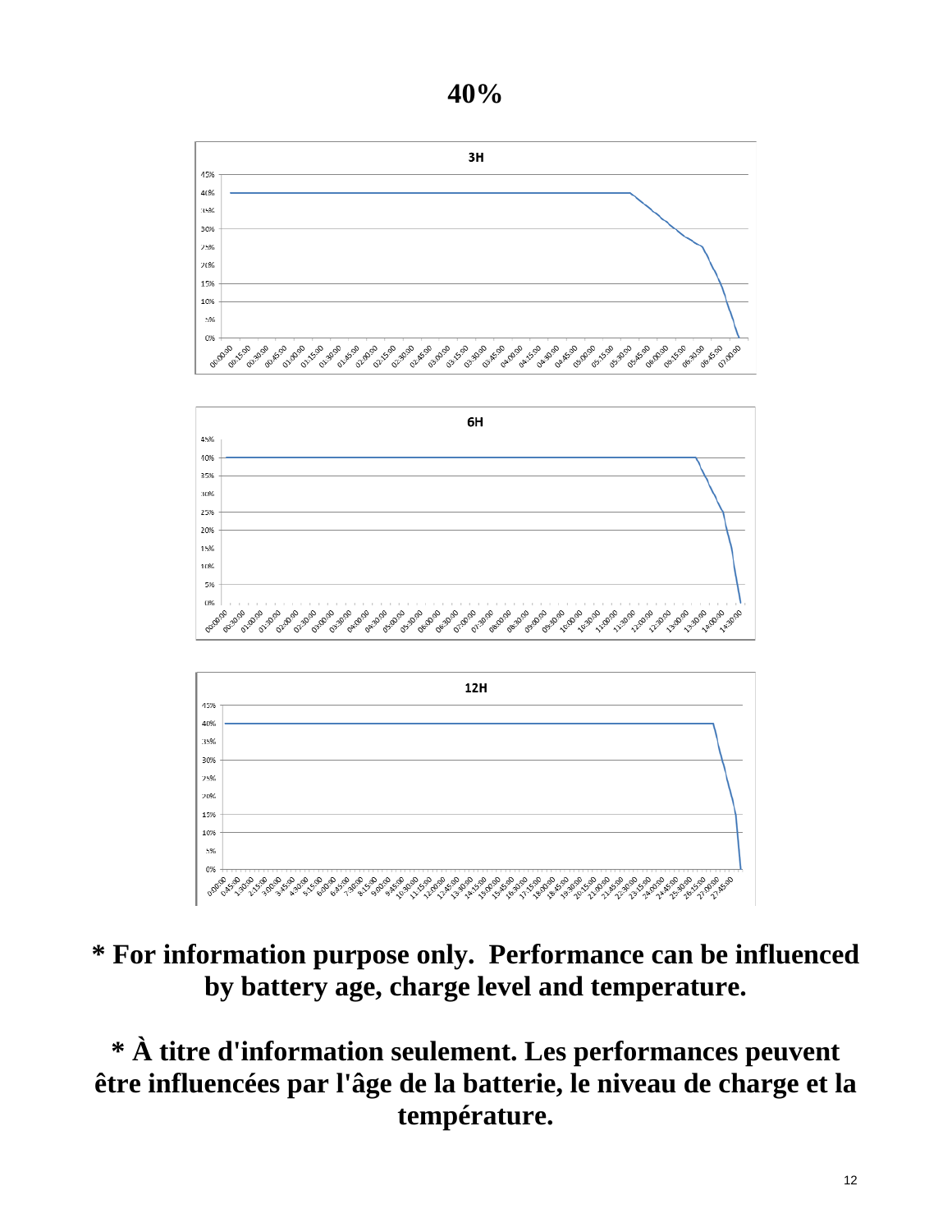# 40%

**\* For information purpose only. Performance can be influenced by battery age, charge level and temperature.**

**\* À titre d'information seulement. Les performances peuvent être influencées par l'âge de la batterie, le niveau de charge et la température.**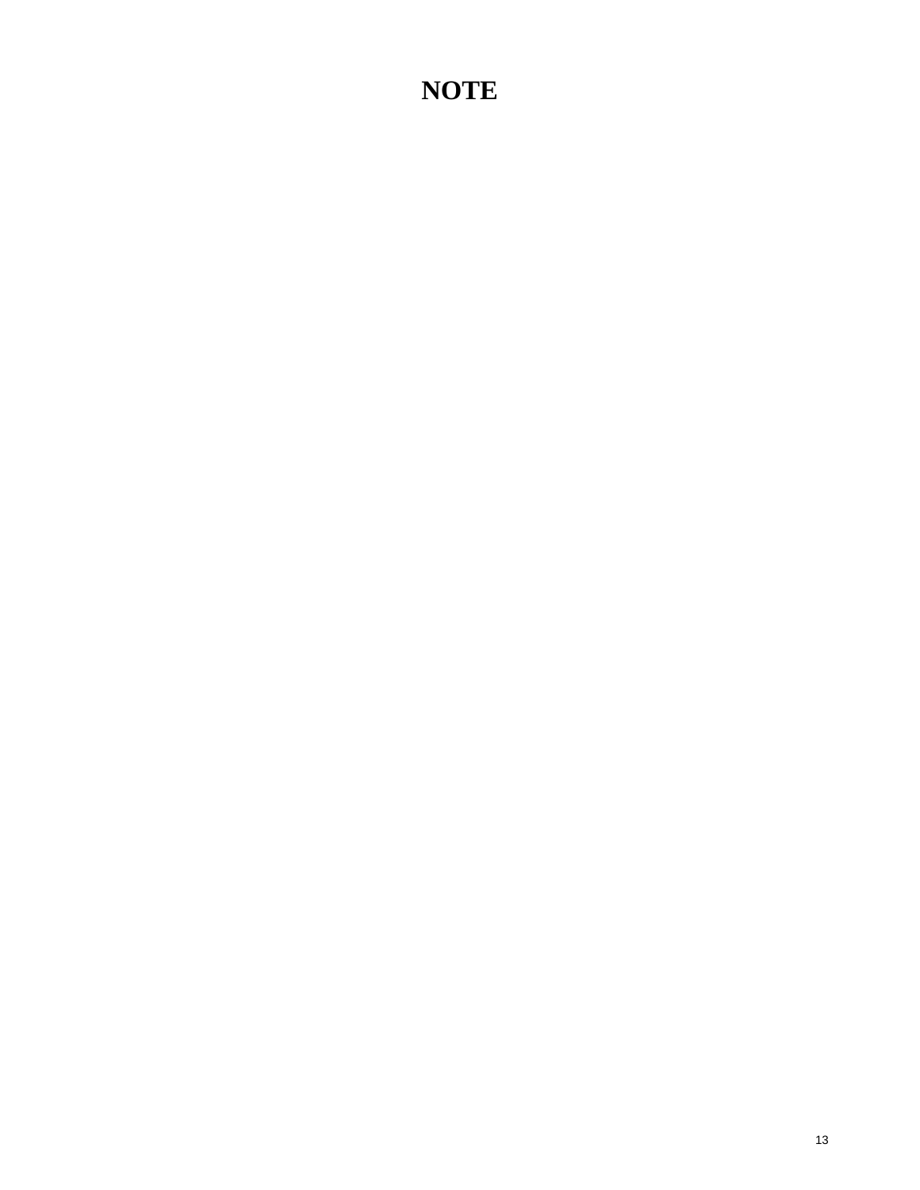# NOTE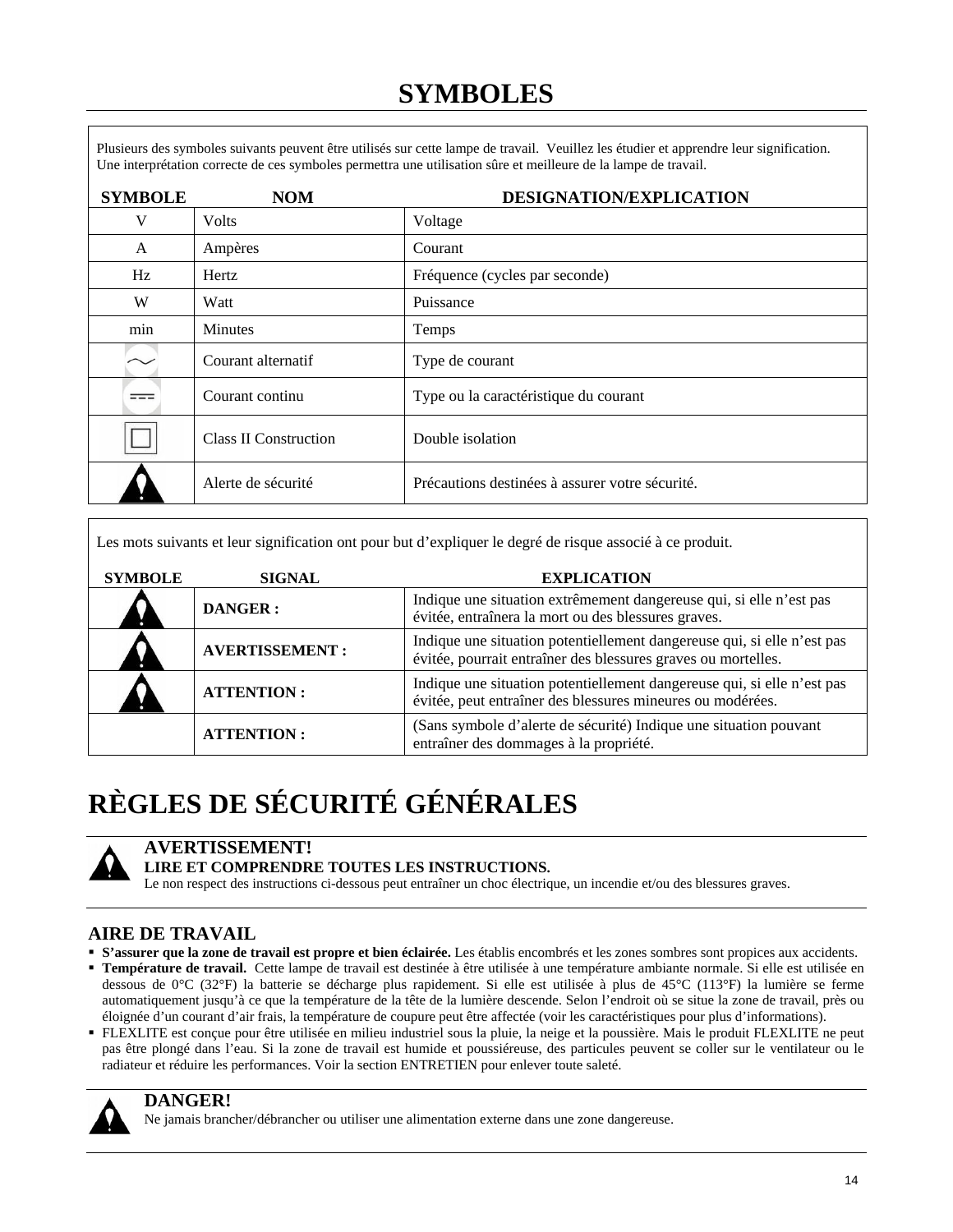# SYMBOLES

Plusieurs des symboles suivants peuvent être utilisés sur cette lampe de travail. Veuillez les étudier et apprendre leur signification. Une interprétation correcte de ces symboles permettra une utilisation sûre et meilleure de la lampe de travail.

| SYMBOLE | NOM | DESIGNATION/EXPLICATION |
|---|---|---|
| V | Volts | Voltage |
| A | Ampères | Courant |
| Hz | Hertz | Fréquence (cycles par seconde) |
| W | Watt | Puissance |
| min | Minutes | Temps |
| ~ | Courant alternatif | Type de courant |
| ⎓ | Courant continu | Type ou la caractéristique du courant |
| ⧈ | Class II Construction | Double isolation |
| ⚠ | Alerte de sécurité | Précautions destinées à assurer votre sécurité. |

Les mots suivants et leur signification ont pour but d'expliquer le degré de risque associé à ce produit.

| SYMBOLE | SIGNAL | EXPLICATION |
|---|---|---|
| ⚠ | **DANGER :** | Indique une situation extrêmement dangereuse qui, si elle n'est pas évitée, entraînera la mort ou des blessures graves. |
| ⚠ | **AVERTISSEMENT :** | Indique une situation potentiellement dangereuse qui, si elle n'est pas évitée, pourrait entraîner des blessures graves ou mortelles. |
| ⚠ | **ATTENTION :** | Indique une situation potentiellement dangereuse qui, si elle n'est pas évitée, peut entraîner des blessures mineures ou modérées. |
| | **ATTENTION :** | (Sans symbole d'alerte de sécurité) Indique une situation pouvant entraîner des dommages à la propriété. |

# RÈGLES DE SÉCURITÉ GÉNÉRALES

⚠ **AVERTISSEMENT!**
**LIRE ET COMPRENDRE TOUTES LES INSTRUCTIONS.**
Le non respect des instructions ci-dessous peut entraîner un choc électrique, un incendie et/ou des blessures graves.

## AIRE DE TRAVAIL

- **S'assurer que la zone de travail est propre et bien éclairée.** Les établis encombrés et les zones sombres sont propices aux accidents.
- **Température de travail.** Cette lampe de travail est destinée à être utilisée à une température ambiante normale. Si elle est utilisée en dessous de 0°C (32°F) la batterie se décharge plus rapidement. Si elle est utilisée à plus de 45°C (113°F) la lumière se ferme automatiquement jusqu'à ce que la température de la tête de la lumière descende. Selon l'endroit où se situe la zone de travail, près ou éloignée d'un courant d'air frais, la température de coupure peut être affectée (voir les caractéristiques pour plus d'informations).
- FLEXLITE est conçue pour être utilisée en milieu industriel sous la pluie, la neige et la poussière. Mais le produit FLEXLITE ne peut pas être plongé dans l'eau. Si la zone de travail est humide et poussiéreuse, des particules peuvent se coller sur le ventilateur ou le radiateur et réduire les performances. Voir la section ENTRETIEN pour enlever toute saleté.

⚠ **DANGER!**
Ne jamais brancher/débrancher ou utiliser une alimentation externe dans une zone dangereuse.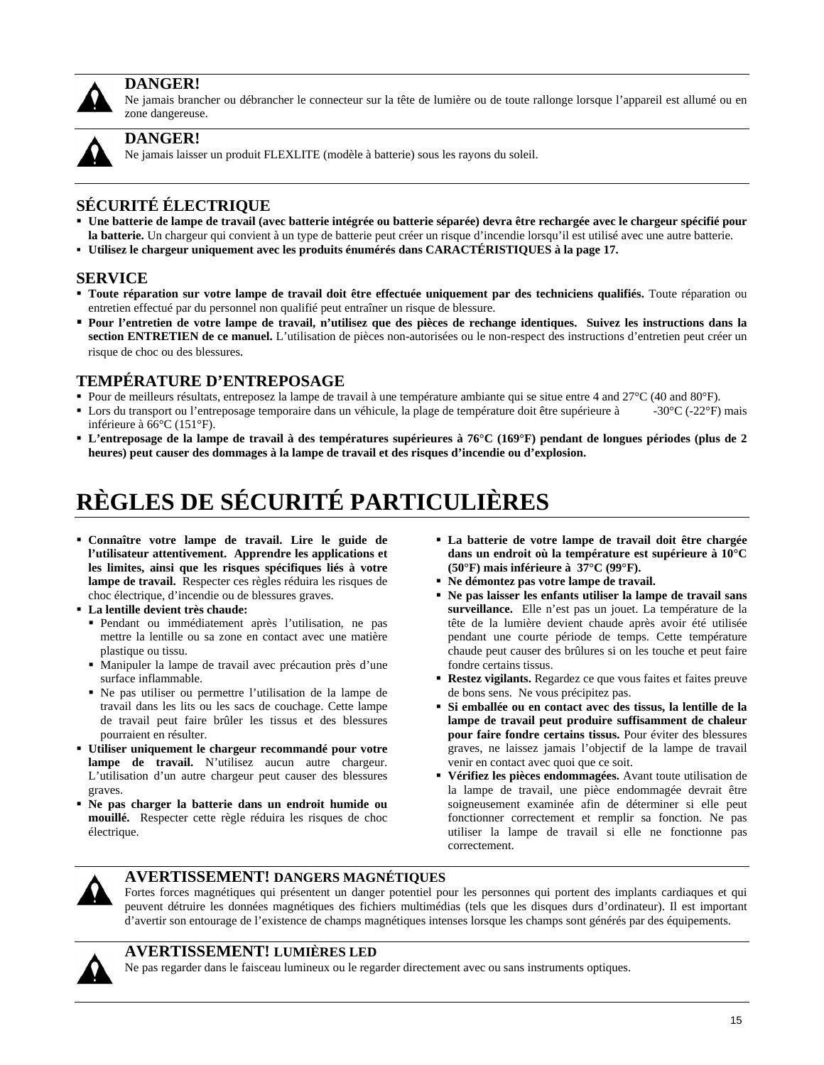**DANGER!**
Ne jamais brancher ou débrancher le connecteur sur la tête de lumière ou de toute rallonge lorsque l'appareil est allumé ou en zone dangereuse.

**DANGER!**
Ne jamais laisser un produit FLEXLITE (modèle à batterie) sous les rayons du soleil.

### SÉCURITÉ ÉLECTRIQUE

- **Une batterie de lampe de travail (avec batterie intégrée ou batterie séparée) devra être rechargée avec le chargeur spécifié pour la batterie.** Un chargeur qui convient à un type de batterie peut créer un risque d'incendie lorsqu'il est utilisé avec une autre batterie.
- **Utilisez le chargeur uniquement avec les produits énumérés dans CARACTÉRISTIQUES à la page 17.**

### SERVICE

- **Toute réparation sur votre lampe de travail doit être effectuée uniquement par des techniciens qualifiés.** Toute réparation ou entretien effectué par du personnel non qualifié peut entraîner un risque de blessure.
- **Pour l'entretien de votre lampe de travail, n'utilisez que des pièces de rechange identiques. Suivez les instructions dans la section ENTRETIEN de ce manuel.** L'utilisation de pièces non-autorisées ou le non-respect des instructions d'entretien peut créer un risque de choc ou des blessures.

### TEMPÉRATURE D'ENTREPOSAGE

- Pour de meilleurs résultats, entreposez la lampe de travail à une température ambiante qui se situe entre 4 and 27°C (40 and 80°F).
- Lors du transport ou l'entreposage temporaire dans un véhicule, la plage de température doit être supérieure à -30°C (-22°F) mais inférieure à 66°C (151°F).
- **L'entreposage de la lampe de travail à des températures supérieures à 76°C (169°F) pendant de longues périodes (plus de 2 heures) peut causer des dommages à la lampe de travail et des risques d'incendie ou d'explosion.**

## RÈGLES DE SÉCURITÉ PARTICULIÈRES

- **Connaître votre lampe de travail. Lire le guide de l'utilisateur attentivement. Apprendre les applications et les limites, ainsi que les risques spécifiques liés à votre lampe de travail.** Respecter ces règles réduira les risques de choc électrique, d'incendie ou de blessures graves.
- **La lentille devient très chaude:**
  - Pendant ou immédiatement après l'utilisation, ne pas mettre la lentille ou sa zone en contact avec une matière plastique ou tissu.
  - Manipuler la lampe de travail avec précaution près d'une surface inflammable.
  - Ne pas utiliser ou permettre l'utilisation de la lampe de travail dans les lits ou les sacs de couchage. Cette lampe de travail peut faire brûler les tissus et des blessures pourraient en résulter.
- **Utiliser uniquement le chargeur recommandé pour votre lampe de travail.** N'utilisez aucun autre chargeur. L'utilisation d'un autre chargeur peut causer des blessures graves.
- **Ne pas charger la batterie dans un endroit humide ou mouillé.** Respecter cette règle réduira les risques de choc électrique.
- **La batterie de votre lampe de travail doit être chargée dans un endroit où la température est supérieure à 10°C (50°F) mais inférieure à 37°C (99°F).**
- **Ne démontez pas votre lampe de travail.**
- **Ne pas laisser les enfants utiliser la lampe de travail sans surveillance.** Elle n'est pas un jouet. La température de la tête de la lumière devient chaude après avoir été utilisée pendant une courte période de temps. Cette température chaude peut causer des brûlures si on les touche et peut faire fondre certains tissus.
- **Restez vigilants.** Regardez ce que vous faites et faites preuve de bons sens. Ne vous précipitez pas.
- **Si emballée ou en contact avec des tissus, la lentille de la lampe de travail peut produire suffisamment de chaleur pour faire fondre certains tissus.** Pour éviter des blessures graves, ne laissez jamais l'objectif de la lampe de travail venir en contact avec quoi que ce soit.
- **Vérifiez les pièces endommagées.** Avant toute utilisation de la lampe de travail, une pièce endommagée devrait être soigneusement examinée afin de déterminer si elle peut fonctionner correctement et remplir sa fonction. Ne pas utiliser la lampe de travail si elle ne fonctionne pas correctement.

**AVERTISSEMENT! DANGERS MAGNÉTIQUES**
Fortes forces magnétiques qui présentent un danger potentiel pour les personnes qui portent des implants cardiaques et qui peuvent détruire les données magnétiques des fichiers multimédias (tels que les disques durs d'ordinateur). Il est important d'avertir son entourage de l'existence de champs magnétiques intenses lorsque les champs sont générés par des équipements.

**AVERTISSEMENT! LUMIÈRES LED**
Ne pas regarder dans le faisceau lumineux ou le regarder directement avec ou sans instruments optiques.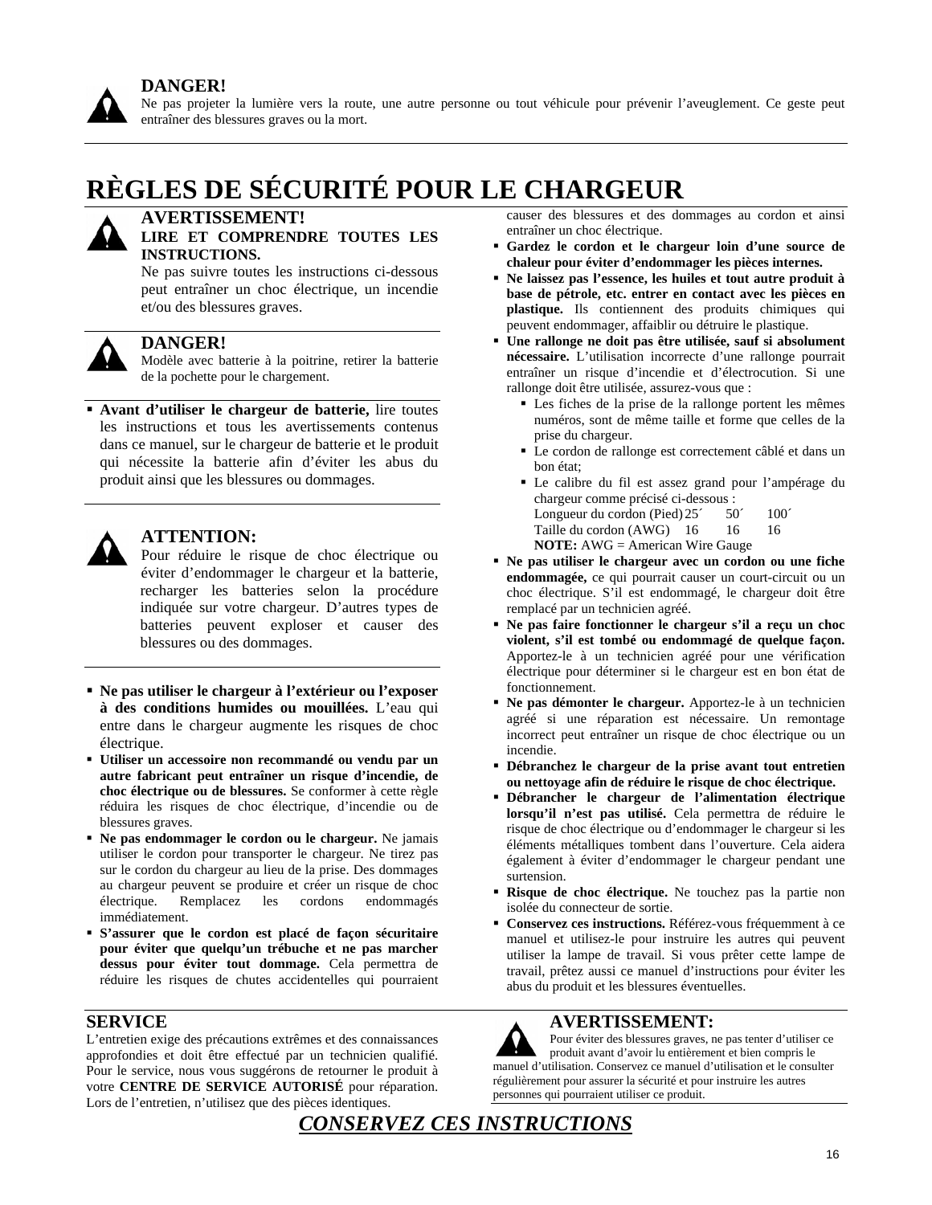**DANGER!**
Ne pas projeter la lumière vers la route, une autre personne ou tout véhicule pour prévenir l'aveuglement. Ce geste peut entraîner des blessures graves ou la mort.

# RÈGLES DE SÉCURITÉ POUR LE CHARGEUR

**AVERTISSEMENT!**
**LIRE ET COMPRENDRE TOUTES LES INSTRUCTIONS.**
Ne pas suivre toutes les instructions ci-dessous peut entraîner un choc électrique, un incendie et/ou des blessures graves.

**DANGER!**
Modèle avec batterie à la poitrine, retirer la batterie de la pochette pour le chargement.

- **Avant d'utiliser le chargeur de batterie,** lire toutes les instructions et tous les avertissements contenus dans ce manuel, sur le chargeur de batterie et le produit qui nécessite la batterie afin d'éviter les abus du produit ainsi que les blessures ou dommages.

**ATTENTION:**
Pour réduire le risque de choc électrique ou éviter d'endommager le chargeur et la batterie, recharger les batteries selon la procédure indiquée sur votre chargeur. D'autres types de batteries peuvent exploser et causer des blessures ou des dommages.

- **Ne pas utiliser le chargeur à l'extérieur ou l'exposer à des conditions humides ou mouillées.** L'eau qui entre dans le chargeur augmente les risques de choc électrique.
- **Utiliser un accessoire non recommandé ou vendu par un autre fabricant peut entraîner un risque d'incendie, de choc électrique ou de blessures.** Se conformer à cette règle réduira les risques de choc électrique, d'incendie ou de blessures graves.
- **Ne pas endommager le cordon ou le chargeur.** Ne jamais utiliser le cordon pour transporter le chargeur. Ne tirez pas sur le cordon du chargeur au lieu de la prise. Des dommages au chargeur peuvent se produire et créer un risque de choc électrique. Remplacez les cordons endommagés immédiatement.
- **S'assurer que le cordon est placé de façon sécuritaire pour éviter que quelqu'un trébuche et ne pas marcher dessus pour éviter tout dommage.** Cela permettra de réduire les risques de chutes accidentelles qui pourraient causer des blessures et des dommages au cordon et ainsi entraîner un choc électrique.
- **Gardez le cordon et le chargeur loin d'une source de chaleur pour éviter d'endommager les pièces internes.**
- **Ne laissez pas l'essence, les huiles et tout autre produit à base de pétrole, etc. entrer en contact avec les pièces en plastique.** Ils contiennent des produits chimiques qui peuvent endommager, affaiblir ou détruire le plastique.
- **Une rallonge ne doit pas être utilisée, sauf si absolument nécessaire.** L'utilisation incorrecte d'une rallonge pourrait entraîner un risque d'incendie et d'électrocution. Si une rallonge doit être utilisée, assurez-vous que :
  - Les fiches de la prise de la rallonge portent les mêmes numéros, sont de même taille et forme que celles de la prise du chargeur.
  - Le cordon de rallonge est correctement câblé et dans un bon état;
  - Le calibre du fil est assez grand pour l'ampérage du chargeur comme précisé ci-dessous :

| Longueur du cordon (Pied) | 25´ | 50´ | 100´ |
|---|---|---|---|
| Taille du cordon (AWG) | 16 | 16 | 16 |

**NOTE:** AWG = American Wire Gauge

- **Ne pas utiliser le chargeur avec un cordon ou une fiche endommagée,** ce qui pourrait causer un court-circuit ou un choc électrique. S'il est endommagé, le chargeur doit être remplacé par un technicien agréé.
- **Ne pas faire fonctionner le chargeur s'il a reçu un choc violent, s'il est tombé ou endommagé de quelque façon.** Apportez-le à un technicien agréé pour une vérification électrique pour déterminer si le chargeur est en bon état de fonctionnement.
- **Ne pas démonter le chargeur.** Apportez-le à un technicien agréé si une réparation est nécessaire. Un remontage incorrect peut entraîner un risque de choc électrique ou un incendie.
- **Débranchez le chargeur de la prise avant tout entretien ou nettoyage afin de réduire le risque de choc électrique.**
- **Débrancher le chargeur de l'alimentation électrique lorsqu'il n'est pas utilisé.** Cela permettra de réduire le risque de choc électrique ou d'endommager le chargeur si les éléments métalliques tombent dans l'ouverture. Cela aidera également à éviter d'endommager le chargeur pendant une surtension.
- **Risque de choc électrique.** Ne touchez pas la partie non isolée du connecteur de sortie.
- **Conservez ces instructions.** Référez-vous fréquemment à ce manuel et utilisez-le pour instruire les autres qui peuvent utiliser la lampe de travail. Si vous prêter cette lampe de travail, prêtez aussi ce manuel d'instructions pour éviter les abus du produit et les blessures éventuelles.

## SERVICE

L'entretien exige des précautions extrêmes et des connaissances approfondies et doit être effectué par un technicien qualifié. Pour le service, nous vous suggérons de retourner le produit à votre **CENTRE DE SERVICE AUTORISÉ** pour réparation. Lors de l'entretien, n'utilisez que des pièces identiques.

**AVERTISSEMENT:**
Pour éviter des blessures graves, ne pas tenter d'utiliser ce produit avant d'avoir lu entièrement et bien compris le manuel d'utilisation. Conservez ce manuel d'utilisation et le consulter régulièrement pour assurer la sécurité et pour instruire les autres personnes qui pourraient utiliser ce produit.

***CONSERVEZ CES INSTRUCTIONS***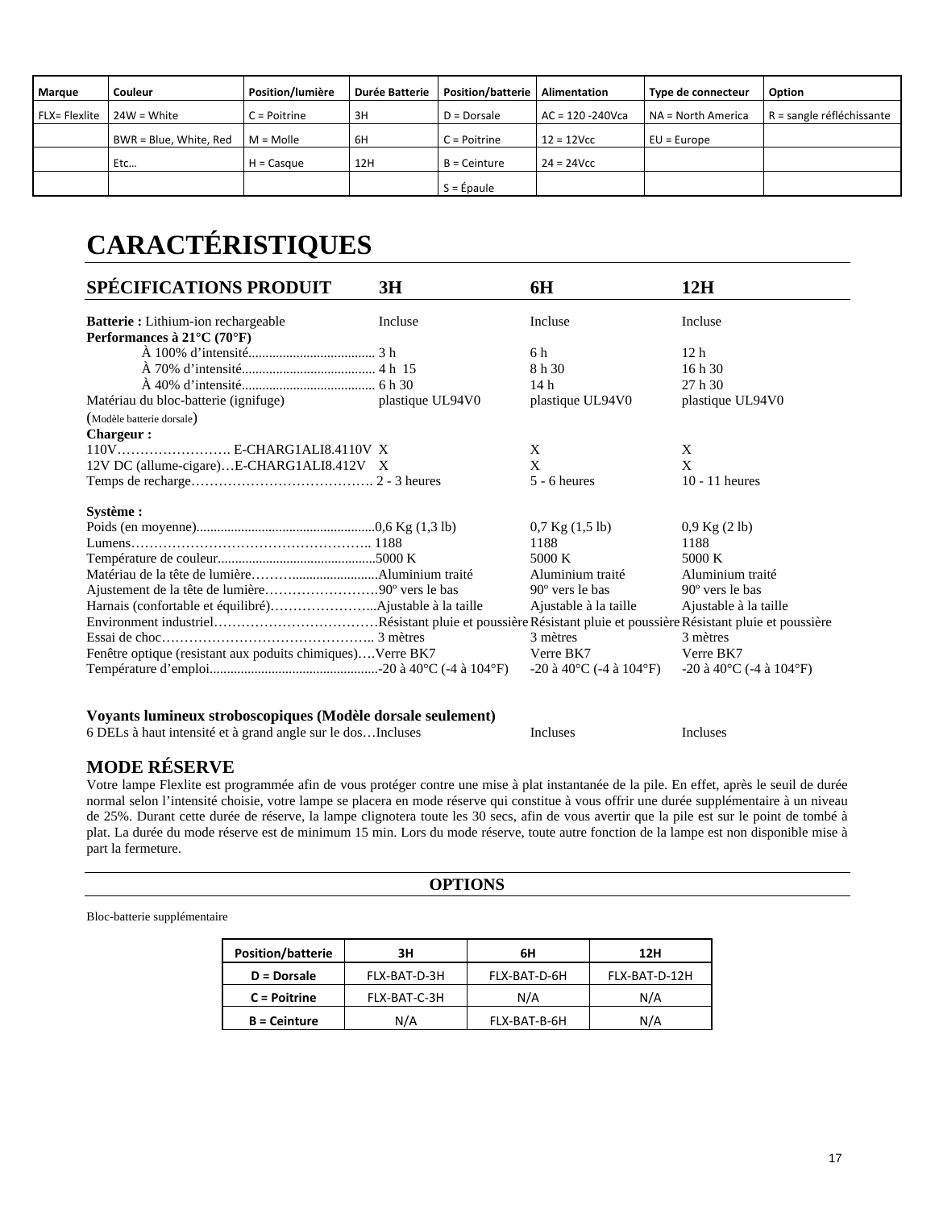| Marque | Couleur | Position/lumière | Durée Batterie | Position/batterie | Alimentation | Type de connecteur | Option |
|---|---|---|---|---|---|---|---|
| FLX= Flexlite | 24W = White | C = Poitrine | 3H | D = Dorsale | AC = 120 -240Vca | NA = North America | R = sangle réfléchissante |
| | BWR = Blue, White, Red | M = Molle | 6H | C = Poitrine | 12 = 12Vcc | EU = Europe | |
| | Etc… | H = Casque | 12H | B = Ceinture | 24 = 24Vcc | | |
| | | | | S = Épaule | | | |

# CARACTÉRISTIQUES

| SPÉCIFICATIONS PRODUIT | 3H | 6H | 12H |
|---|---|---|---|
| **Batterie :** Lithium-ion rechargeable | Incluse | Incluse | Incluse |
| **Performances à 21°C (70°F)** | | | |
| À 100% d'intensité | 3 h | 6 h | 12 h |
| À 70% d'intensité | 4 h 15 | 8 h 30 | 16 h 30 |
| À 40% d'intensité | 6 h 30 | 14 h | 27 h 30 |
| Matériau du bloc-batterie (ignifuge) (Modèle batterie dorsale) | plastique UL94V0 | plastique UL94V0 | plastique UL94V0 |
| **Chargeur :** | | | |
| 110V……………………. E-CHARG1ALI8.4110V | X | X | X |
| 12V DC (allume-cigare)…E-CHARG1ALI8.412V | X | X | X |
| Temps de recharge | 2 - 3 heures | 5 - 6 heures | 10 - 11 heures |
| **Système :** | | | |
| Poids (en moyenne) | 0,6 Kg (1,3 lb) | 0,7 Kg (1,5 lb) | 0,9 Kg (2 lb) |
| Lumens | 1188 | 1188 | 1188 |
| Température de couleur | 5000 K | 5000 K | 5000 K |
| Matériau de la tête de lumière | Aluminium traité | Aluminium traité | Aluminium traité |
| Ajustement de la tête de lumière | 90º vers le bas | 90º vers le bas | 90º vers le bas |
| Harnais (confortable et équilibré) | Ajustable à la taille | Ajustable à la taille | Ajustable à la taille |
| Environment industriel | Résistant pluie et poussière | Résistant pluie et poussière | Résistant pluie et poussière |
| Essai de choc | 3 mètres | 3 mètres | 3 mètres |
| Fenêtre optique (resistant aux poduits chimiques) | Verre BK7 | Verre BK7 | Verre BK7 |
| Température d'emploi | -20 à 40°C (-4 à 104°F) | -20 à 40°C (-4 à 104°F) | -20 à 40°C (-4 à 104°F) |
| **Voyants lumineux stroboscopiques (Modèle dorsale seulement)** | | | |
| 6 DELs à haut intensité et à grand angle sur le dos | Incluses | Incluses | Incluses |

## MODE RÉSERVE

Votre lampe Flexlite est programmée afin de vous protéger contre une mise à plat instantanée de la pile. En effet, après le seuil de durée normal selon l'intensité choisie, votre lampe se placera en mode réserve qui constitue à vous offrir une durée supplémentaire à un niveau de 25%. Durant cette durée de réserve, la lampe clignotera toute les 30 secs, afin de vous avertir que la pile est sur le point de tombé à plat. La durée du mode réserve est de minimum 15 min. Lors du mode réserve, toute autre fonction de la lampe est non disponible mise à part la fermeture.

## OPTIONS

Bloc-batterie supplémentaire

| Position/batterie | 3H | 6H | 12H |
|---|---|---|---|
| **D = Dorsale** | FLX-BAT-D-3H | FLX-BAT-D-6H | FLX-BAT-D-12H |
| **C = Poitrine** | FLX-BAT-C-3H | N/A | N/A |
| **B = Ceinture** | N/A | FLX-BAT-B-6H | N/A |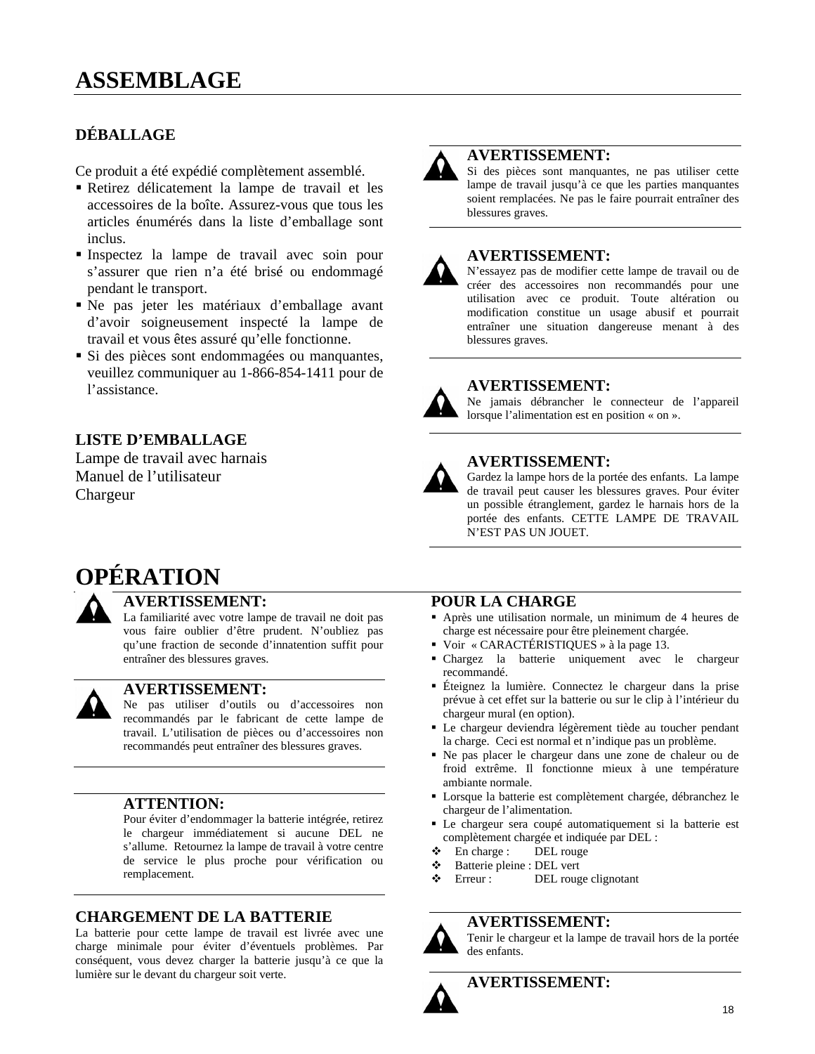# ASSEMBLAGE

### DÉBALLAGE

Ce produit a été expédié complètement assemblé.

- Retirez délicatement la lampe de travail et les accessoires de la boîte. Assurez-vous que tous les articles énumérés dans la liste d'emballage sont inclus.
- Inspectez la lampe de travail avec soin pour s'assurer que rien n'a été brisé ou endommagé pendant le transport.
- Ne pas jeter les matériaux d'emballage avant d'avoir soigneusement inspecté la lampe de travail et vous êtes assuré qu'elle fonctionne.
- Si des pièces sont endommagées ou manquantes, veuillez communiquer au 1-866-854-1411 pour de l'assistance.

### LISTE D'EMBALLAGE

Lampe de travail avec harnais
Manuel de l'utilisateur
Chargeur

**AVERTISSEMENT:**
Si des pièces sont manquantes, ne pas utiliser cette lampe de travail jusqu'à ce que les parties manquantes soient remplacées. Ne pas le faire pourrait entraîner des blessures graves.

**AVERTISSEMENT:**
N'essayez pas de modifier cette lampe de travail ou de créer des accessoires non recommandés pour une utilisation avec ce produit. Toute altération ou modification constitue un usage abusif et pourrait entraîner une situation dangereuse menant à des blessures graves.

**AVERTISSEMENT:**
Ne jamais débrancher le connecteur de l'appareil lorsque l'alimentation est en position « on ».

**AVERTISSEMENT:**
Gardez la lampe hors de la portée des enfants. La lampe de travail peut causer les blessures graves. Pour éviter un possible étranglement, gardez le harnais hors de la portée des enfants. CETTE LAMPE DE TRAVAIL N'EST PAS UN JOUET.

# OPÉRATION

**AVERTISSEMENT:**
La familiarité avec votre lampe de travail ne doit pas vous faire oublier d'être prudent. N'oubliez pas qu'une fraction de seconde d'innatention suffit pour entraîner des blessures graves.

**AVERTISSEMENT:**
Ne pas utiliser d'outils ou d'accessoires non recommandés par le fabricant de cette lampe de travail. L'utilisation de pièces ou d'accessoires non recommandés peut entraîner des blessures graves.

**ATTENTION:**
Pour éviter d'endommager la batterie intégrée, retirez le chargeur immédiatement si aucune DEL ne s'allume. Retournez la lampe de travail à votre centre de service le plus proche pour vérification ou remplacement.

### CHARGEMENT DE LA BATTERIE

La batterie pour cette lampe de travail est livrée avec une charge minimale pour éviter d'éventuels problèmes. Par conséquent, vous devez charger la batterie jusqu'à ce que la lumière sur le devant du chargeur soit verte.

### POUR LA CHARGE

- Après une utilisation normale, un minimum de 4 heures de charge est nécessaire pour être pleinement chargée.
- Voir « CARACTÉRISTIQUES » à la page 13.
- Chargez la batterie uniquement avec le chargeur recommandé.
- Éteignez la lumière. Connectez le chargeur dans la prise prévue à cet effet sur la batterie ou sur le clip à l'intérieur du chargeur mural (en option).
- Le chargeur deviendra légèrement tiède au toucher pendant la charge. Ceci est normal et n'indique pas un problème.
- Ne pas placer le chargeur dans une zone de chaleur ou de froid extrême. Il fonctionne mieux à une température ambiante normale.
- Lorsque la batterie est complètement chargée, débranchez le chargeur de l'alimentation.
- Le chargeur sera coupé automatiquement si la batterie est complètement chargée et indiquée par DEL :
  - En charge : DEL rouge
  - Batterie pleine : DEL vert
  - Erreur : DEL rouge clignotant

**AVERTISSEMENT:**
Tenir le chargeur et la lampe de travail hors de la portée des enfants.

**AVERTISSEMENT:**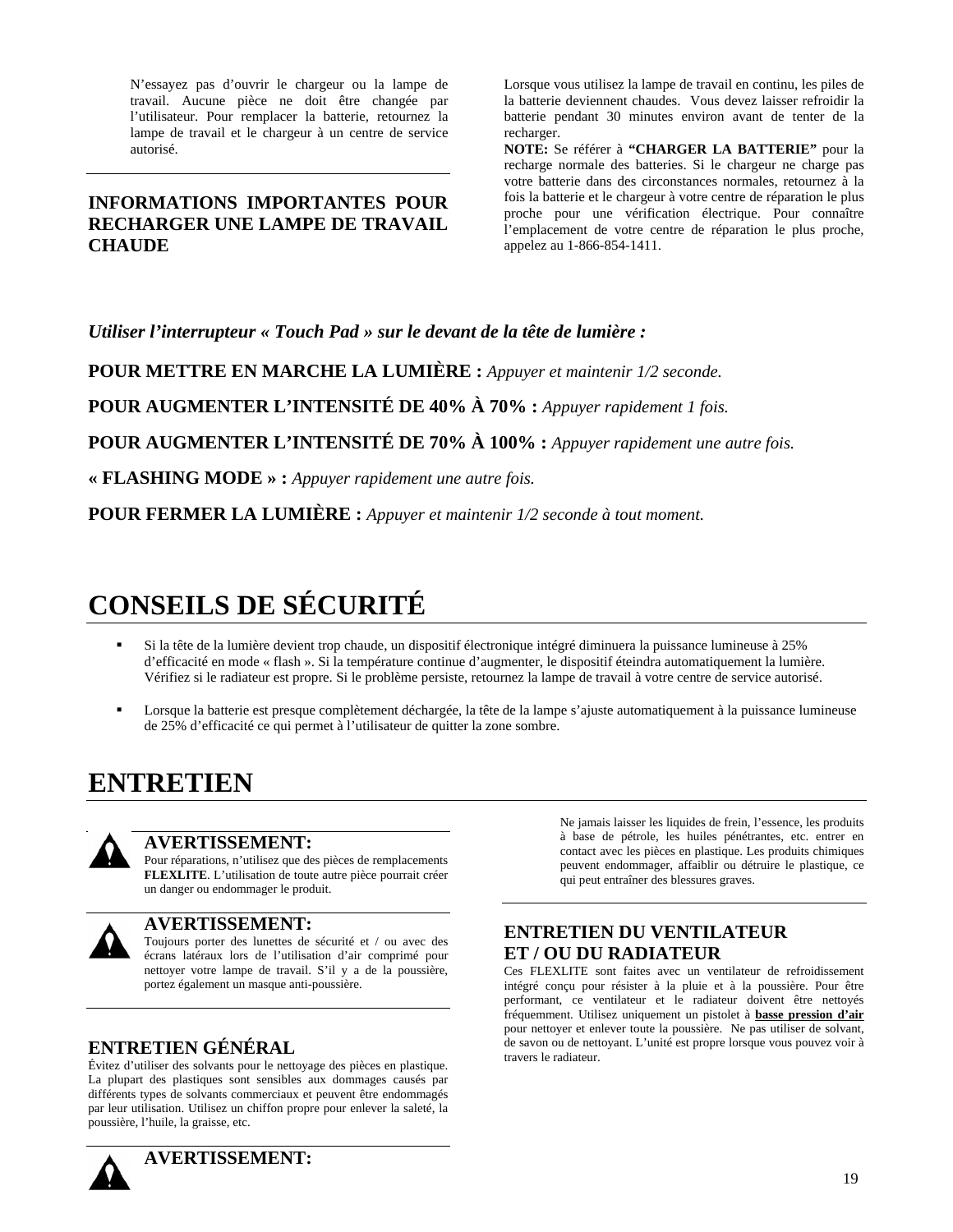N'essayez pas d'ouvrir le chargeur ou la lampe de travail. Aucune pièce ne doit être changée par l'utilisateur. Pour remplacer la batterie, retournez la lampe de travail et le chargeur à un centre de service autorisé.

## INFORMATIONS IMPORTANTES POUR RECHARGER UNE LAMPE DE TRAVAIL CHAUDE

Lorsque vous utilisez la lampe de travail en continu, les piles de la batterie deviennent chaudes. Vous devez laisser refroidir la batterie pendant 30 minutes environ avant de tenter de la recharger.

**NOTE:** Se référer à **"CHARGER LA BATTERIE"** pour la recharge normale des batteries. Si le chargeur ne charge pas votre batterie dans des circonstances normales, retournez à la fois la batterie et le chargeur à votre centre de réparation le plus proche pour une vérification électrique. Pour connaître l'emplacement de votre centre de réparation le plus proche, appelez au 1-866-854-1411.

***Utiliser l'interrupteur « Touch Pad » sur le devant de la tête de lumière :***

**POUR METTRE EN MARCHE LA LUMIÈRE :** *Appuyer et maintenir 1/2 seconde.*

**POUR AUGMENTER L'INTENSITÉ DE 40% À 70% :** *Appuyer rapidement 1 fois.*

**POUR AUGMENTER L'INTENSITÉ DE 70% À 100% :** *Appuyer rapidement une autre fois.*

**« FLASHING MODE » :** *Appuyer rapidement une autre fois.*

**POUR FERMER LA LUMIÈRE :** *Appuyer et maintenir 1/2 seconde à tout moment.*

# CONSEILS DE SÉCURITÉ

- Si la tête de la lumière devient trop chaude, un dispositif électronique intégré diminuera la puissance lumineuse à 25% d'efficacité en mode « flash ». Si la température continue d'augmenter, le dispositif éteindra automatiquement la lumière. Vérifiez si le radiateur est propre. Si le problème persiste, retournez la lampe de travail à votre centre de service autorisé.
- Lorsque la batterie est presque complètement déchargée, la tête de la lampe s'ajuste automatiquement à la puissance lumineuse de 25% d'efficacité ce qui permet à l'utilisateur de quitter la zone sombre.

# ENTRETIEN

**AVERTISSEMENT:**
Pour réparations, n'utilisez que des pièces de remplacements **FLEXLITE**. L'utilisation de toute autre pièce pourrait créer un danger ou endommager le produit.

**AVERTISSEMENT:**
Toujours porter des lunettes de sécurité et / ou avec des écrans latéraux lors de l'utilisation d'air comprimé pour nettoyer votre lampe de travail. S'il y a de la poussière, portez également un masque anti-poussière.

## ENTRETIEN GÉNÉRAL

Évitez d'utiliser des solvants pour le nettoyage des pièces en plastique. La plupart des plastiques sont sensibles aux dommages causés par différents types de solvants commerciaux et peuvent être endommagés par leur utilisation. Utilisez un chiffon propre pour enlever la saleté, la poussière, l'huile, la graisse, etc.

**AVERTISSEMENT:**

Ne jamais laisser les liquides de frein, l'essence, les produits à base de pétrole, les huiles pénétrantes, etc. entrer en contact avec les pièces en plastique. Les produits chimiques peuvent endommager, affaiblir ou détruire le plastique, ce qui peut entraîner des blessures graves.

## ENTRETIEN DU VENTILATEUR ET / OU DU RADIATEUR

Ces FLEXLITE sont faites avec un ventilateur de refroidissement intégré conçu pour résister à la pluie et à la poussière. Pour être performant, ce ventilateur et le radiateur doivent être nettoyés fréquemment. Utilisez uniquement un pistolet à **basse pression d'air** pour nettoyer et enlever toute la poussière. Ne pas utiliser de solvant, de savon ou de nettoyant. L'unité est propre lorsque vous pouvez voir à travers le radiateur.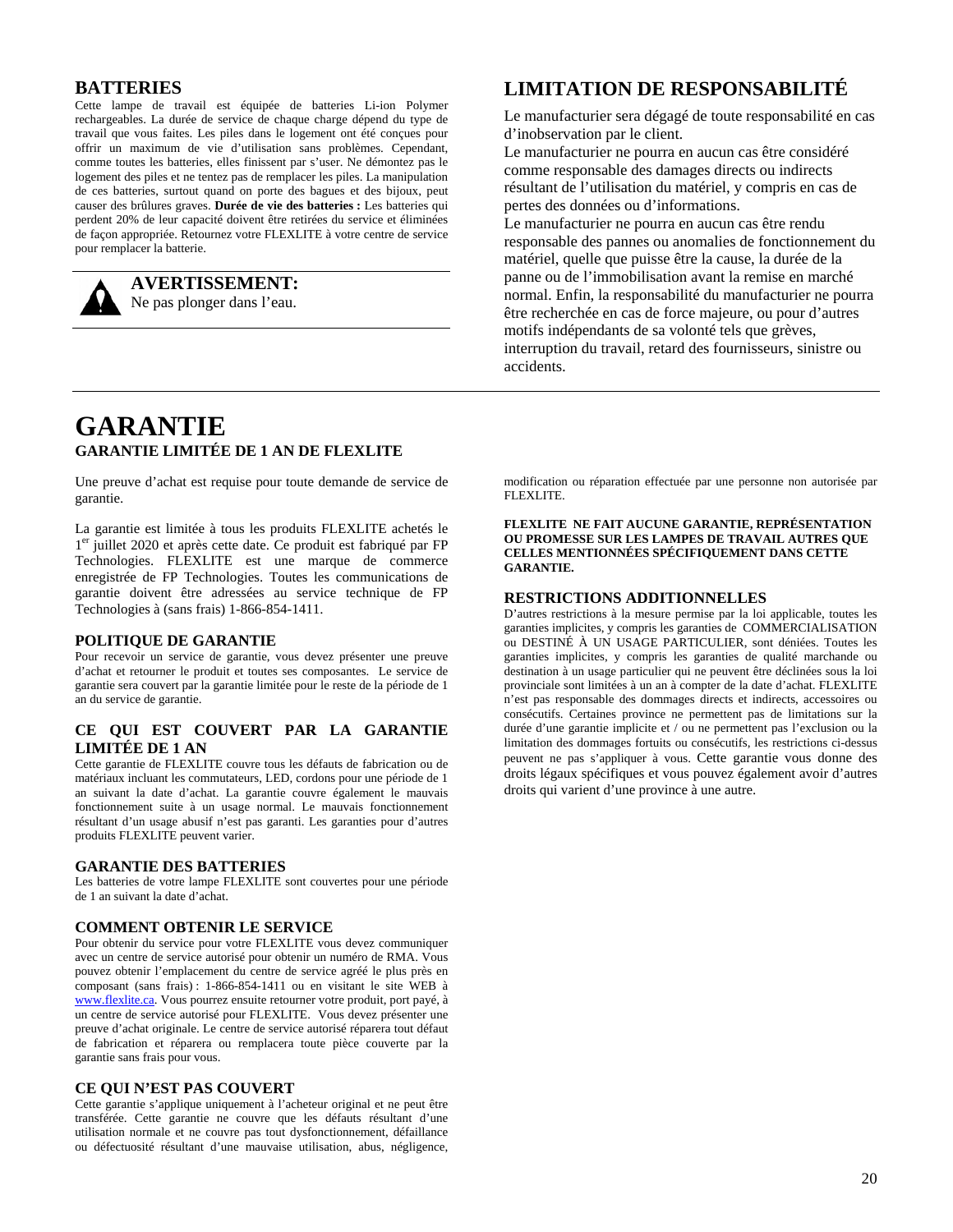## BATTERIES

Cette lampe de travail est équipée de batteries Li-ion Polymer rechargeables. La durée de service de chaque charge dépend du type de travail que vous faites. Les piles dans le logement ont été conçues pour offrir un maximum de vie d'utilisation sans problèmes. Cependant, comme toutes les batteries, elles finissent par s'user. Ne démontez pas le logement des piles et ne tentez pas de remplacer les piles. La manipulation de ces batteries, surtout quand on porte des bagues et des bijoux, peut causer des brûlures graves. **Durée de vie des batteries :** Les batteries qui perdent 20% de leur capacité doivent être retirées du service et éliminées de façon appropriée. Retournez votre FLEXLITE à votre centre de service pour remplacer la batterie.

**AVERTISSEMENT:**
Ne pas plonger dans l'eau.

## LIMITATION DE RESPONSABILITÉ

Le manufacturier sera dégagé de toute responsabilité en cas d'inobservation par le client.
Le manufacturier ne pourra en aucun cas être considéré comme responsable des damages directs ou indirects résultant de l'utilisation du matériel, y compris en cas de pertes des données ou d'informations.
Le manufacturier ne pourra en aucun cas être rendu responsable des pannes ou anomalies de fonctionnement du matériel, quelle que puisse être la cause, la durée de la panne ou de l'immobilisation avant la remise en marché normal. Enfin, la responsabilité du manufacturier ne pourra être recherchée en cas de force majeure, ou pour d'autres motifs indépendants de sa volonté tels que grèves, interruption du travail, retard des fournisseurs, sinistre ou accidents.

# GARANTIE

**GARANTIE LIMITÉE DE 1 AN DE FLEXLITE**

Une preuve d'achat est requise pour toute demande de service de garantie.

La garantie est limitée à tous les produits FLEXLITE achetés le 1er juillet 2020 et après cette date. Ce produit est fabriqué par FP Technologies. FLEXLITE est une marque de commerce enregistrée de FP Technologies. Toutes les communications de garantie doivent être adressées au service technique de FP Technologies à (sans frais) 1-866-854-1411.

### POLITIQUE DE GARANTIE

Pour recevoir un service de garantie, vous devez présenter une preuve d'achat et retourner le produit et toutes ses composantes. Le service de garantie sera couvert par la garantie limitée pour le reste de la période de 1 an du service de garantie.

### CE QUI EST COUVERT PAR LA GARANTIE LIMITÉE DE 1 AN

Cette garantie de FLEXLITE couvre tous les défauts de fabrication ou de matériaux incluant les commutateurs, LED, cordons pour une période de 1 an suivant la date d'achat. La garantie couvre également le mauvais fonctionnement suite à un usage normal. Le mauvais fonctionnement résultant d'un usage abusif n'est pas garanti. Les garanties pour d'autres produits FLEXLITE peuvent varier.

### GARANTIE DES BATTERIES

Les batteries de votre lampe FLEXLITE sont couvertes pour une période de 1 an suivant la date d'achat.

### COMMENT OBTENIR LE SERVICE

Pour obtenir du service pour votre FLEXLITE vous devez communiquer avec un centre de service autorisé pour obtenir un numéro de RMA. Vous pouvez obtenir l'emplacement du centre de service agréé le plus près en composant (sans frais) : 1-866-854-1411 ou en visitant le site WEB à www.flexlite.ca. Vous pourrez ensuite retourner votre produit, port payé, à un centre de service autorisé pour FLEXLITE. Vous devez présenter une preuve d'achat originale. Le centre de service autorisé réparera tout défaut de fabrication et réparera ou remplacera toute pièce couverte par la garantie sans frais pour vous.

### CE QUI N'EST PAS COUVERT

Cette garantie s'applique uniquement à l'acheteur original et ne peut être transférée. Cette garantie ne couvre que les défauts résultant d'une utilisation normale et ne couvre pas tout dysfonctionnement, défaillance ou défectuosité résultant d'une mauvaise utilisation, abus, négligence, modification ou réparation effectuée par une personne non autorisée par FLEXLITE.

**FLEXLITE NE FAIT AUCUNE GARANTIE, REPRÉSENTATION OU PROMESSE SUR LES LAMPES DE TRAVAIL AUTRES QUE CELLES MENTIONNÉES SPÉCIFIQUEMENT DANS CETTE GARANTIE.**

### RESTRICTIONS ADDITIONNELLES

D'autres restrictions à la mesure permise par la loi applicable, toutes les garanties implicites, y compris les garanties de COMMERCIALISATION ou DESTINÉ À UN USAGE PARTICULIER, sont déniées. Toutes les garanties implicites, y compris les garanties de qualité marchande ou destination à un usage particulier qui ne peuvent être déclinées sous la loi provinciale sont limitées à un an à compter de la date d'achat. FLEXLITE n'est pas responsable des dommages directs et indirects, accessoires ou consécutifs. Certaines province ne permettent pas de limitations sur la durée d'une garantie implicite et / ou ne permettent pas l'exclusion ou la limitation des dommages fortuits ou consécutifs, les restrictions ci-dessus peuvent ne pas s'appliquer à vous. Cette garantie vous donne des droits légaux spécifiques et vous pouvez également avoir d'autres droits qui varient d'une province à une autre.